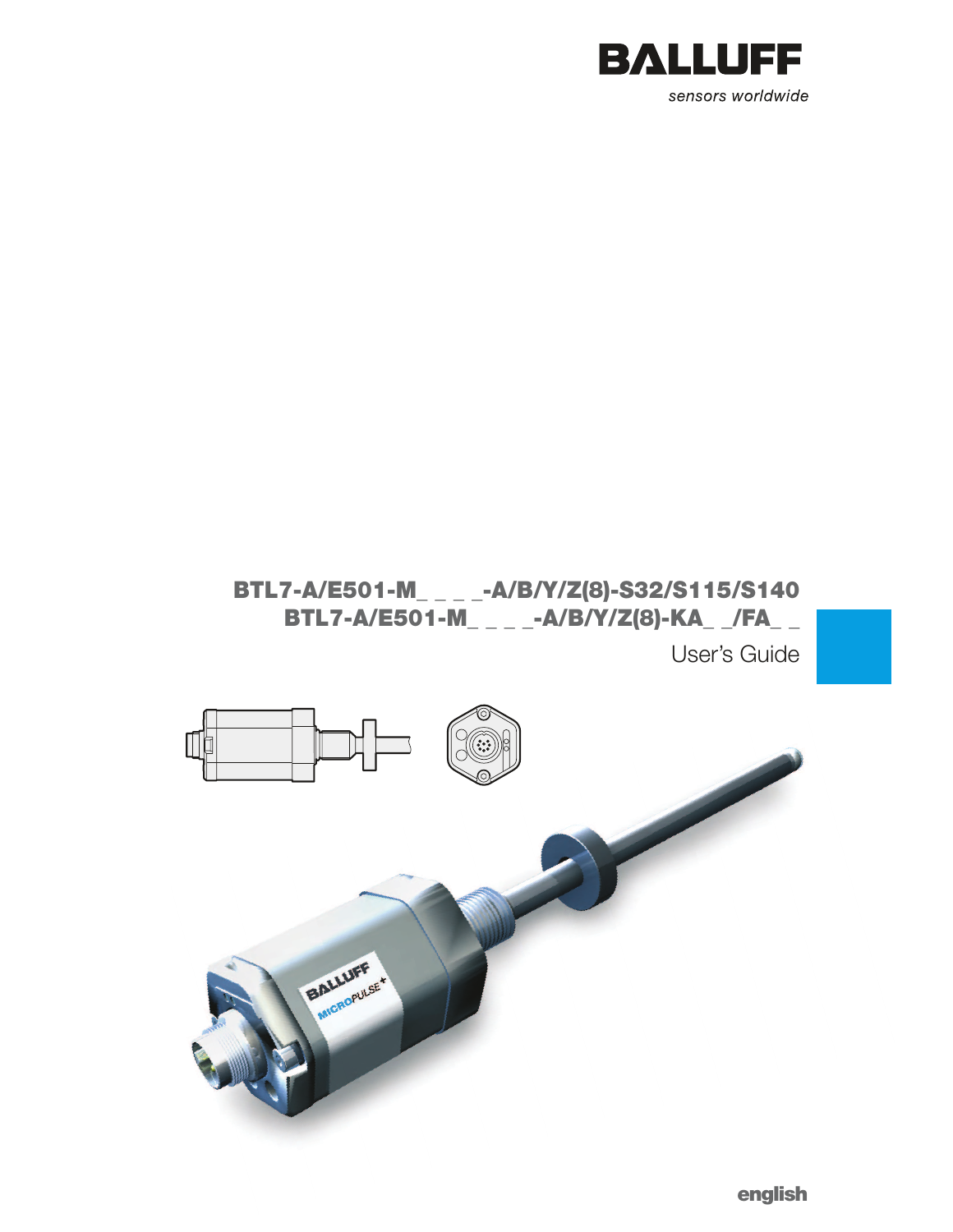BALLUFF

sensors worldwide

# BTL7-A/E501-M_ _ _ _-A/B/Y/Z(8)-S32/S115/S140
# BTL7-A/E501-M_ _ _ _-A/B/Y/Z(8)-KA_ _/FA_ _

User's Guide

english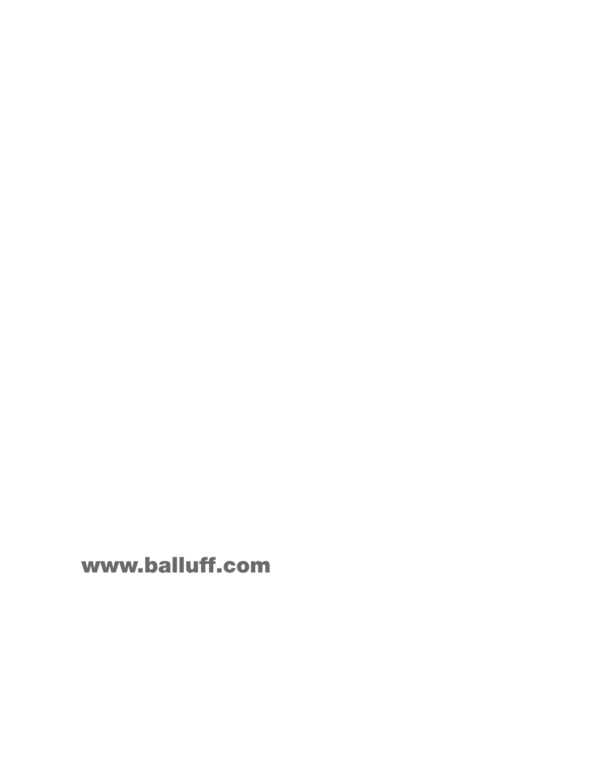**www.balluff.com**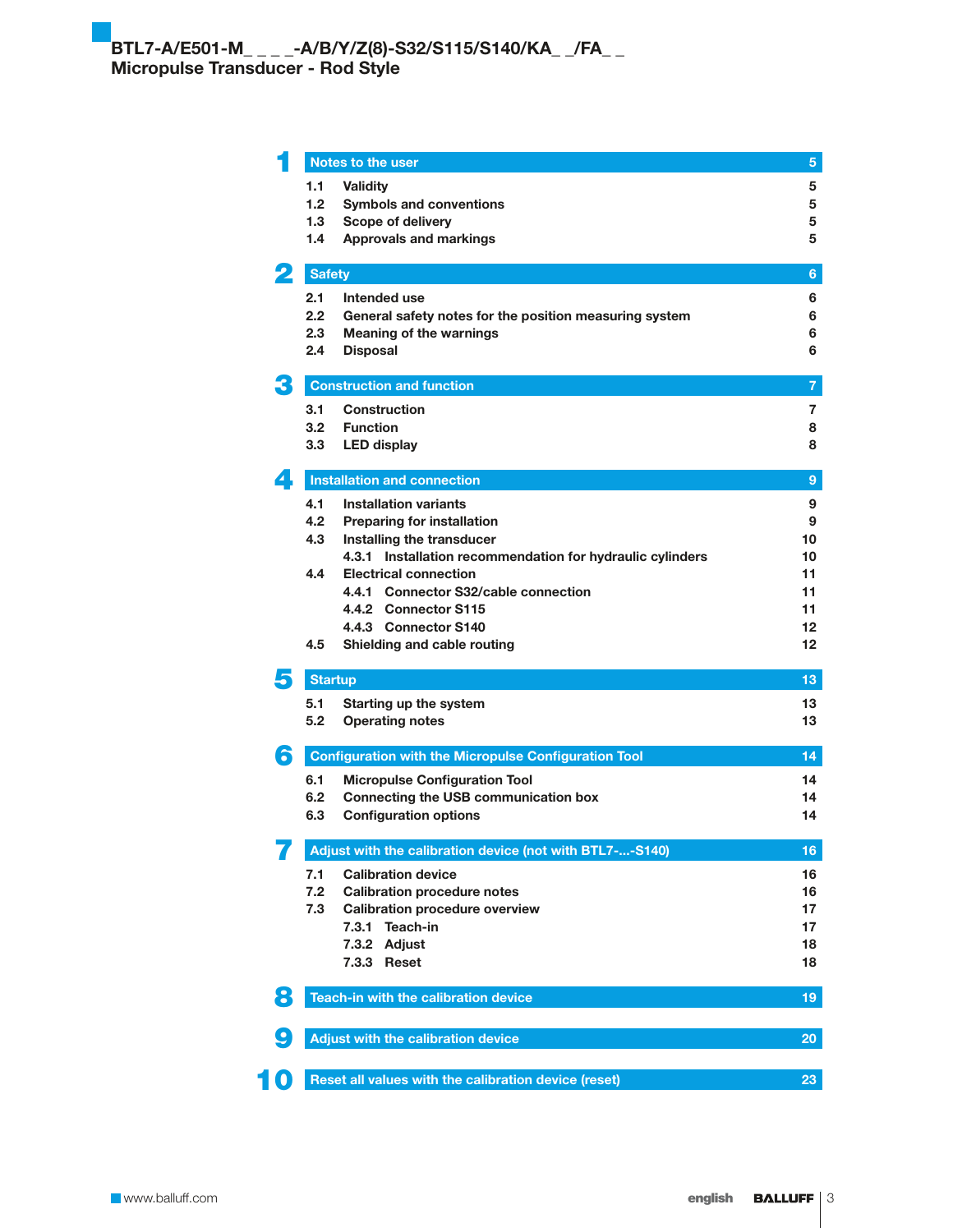# BTL7-A/E501-M_ _ _ _-A/B/Y/Z(8)-S32/S115/S140/KA_ _/FA_ _
## Micropulse Transducer - Rod Style

| | | |
|---|---|---|
| **1** | **Notes to the user** | **5** |
| 1.1 | Validity | 5 |
| 1.2 | Symbols and conventions | 5 |
| 1.3 | Scope of delivery | 5 |
| 1.4 | Approvals and markings | 5 |
| **2** | **Safety** | **6** |
| 2.1 | Intended use | 6 |
| 2.2 | General safety notes for the position measuring system | 6 |
| 2.3 | Meaning of the warnings | 6 |
| 2.4 | Disposal | 6 |
| **3** | **Construction and function** | **7** |
| 3.1 | Construction | 7 |
| 3.2 | Function | 8 |
| 3.3 | LED display | 8 |
| **4** | **Installation and connection** | **9** |
| 4.1 | Installation variants | 9 |
| 4.2 | Preparing for installation | 9 |
| 4.3 | Installing the transducer | 10 |
| 4.3.1 | Installation recommendation for hydraulic cylinders | 10 |
| 4.4 | Electrical connection | 11 |
| 4.4.1 | Connector S32/cable connection | 11 |
| 4.4.2 | Connector S115 | 11 |
| 4.4.3 | Connector S140 | 12 |
| 4.5 | Shielding and cable routing | 12 |
| **5** | **Startup** | **13** |
| 5.1 | Starting up the system | 13 |
| 5.2 | Operating notes | 13 |
| **6** | **Configuration with the Micropulse Configuration Tool** | **14** |
| 6.1 | Micropulse Configuration Tool | 14 |
| 6.2 | Connecting the USB communication box | 14 |
| 6.3 | Configuration options | 14 |
| **7** | **Adjust with the calibration device (not with BTL7-...-S140)** | **16** |
| 7.1 | Calibration device | 16 |
| 7.2 | Calibration procedure notes | 16 |
| 7.3 | Calibration procedure overview | 17 |
| 7.3.1 | Teach-in | 17 |
| 7.3.2 | Adjust | 18 |
| 7.3.3 | Reset | 18 |
| **8** | **Teach-in with the calibration device** | **19** |
| **9** | **Adjust with the calibration device** | **20** |
| **10** | **Reset all values with the calibration device (reset)** | **23** |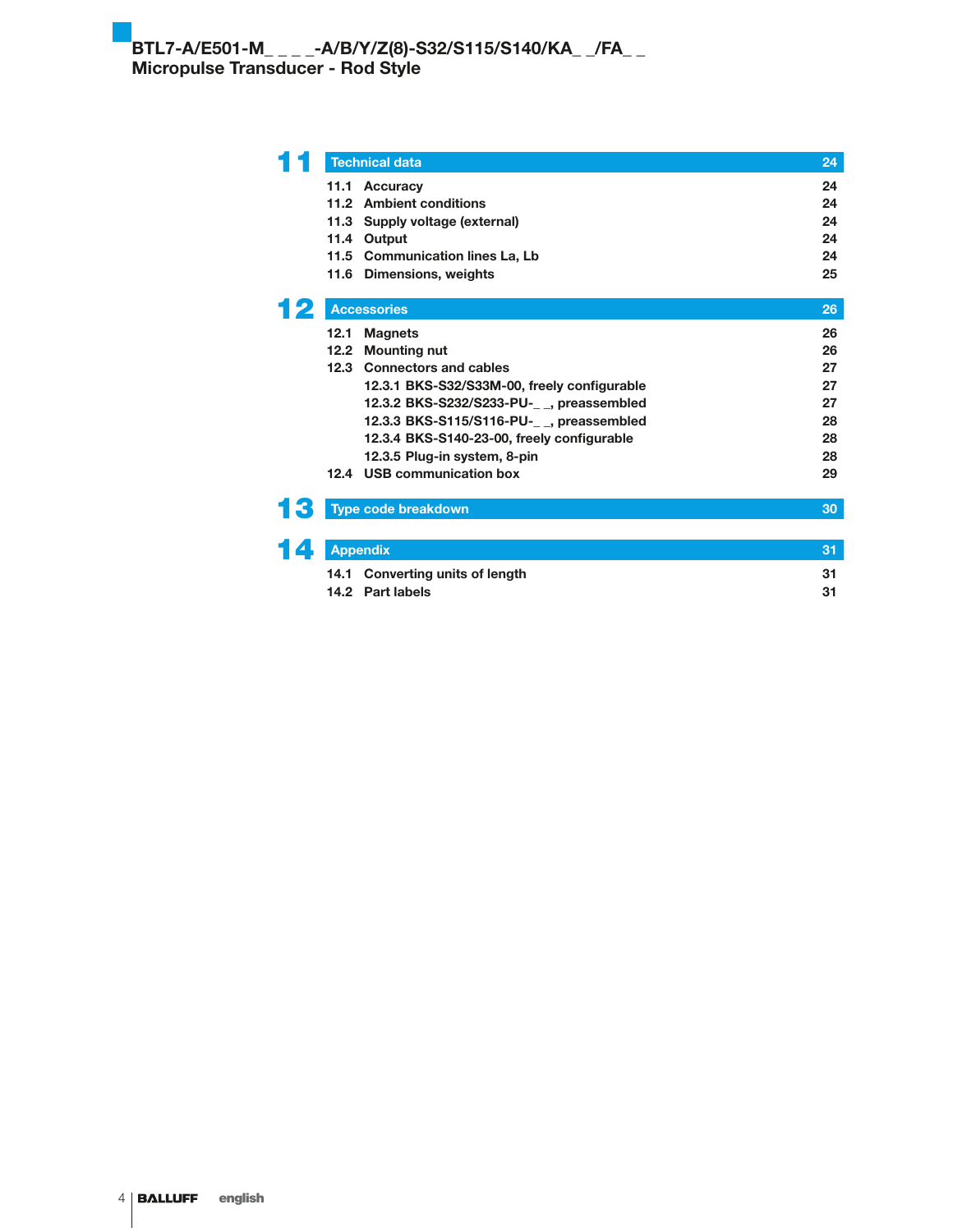| | | |
|---|---|---|
| **11** | **Technical data** | **24** |
| | 11.1 Accuracy | 24 |
| | 11.2 Ambient conditions | 24 |
| | 11.3 Supply voltage (external) | 24 |
| | 11.4 Output | 24 |
| | 11.5 Communication lines La, Lb | 24 |
| | 11.6 Dimensions, weights | 25 |
| **12** | **Accessories** | **26** |
| | 12.1 Magnets | 26 |
| | 12.2 Mounting nut | 26 |
| | 12.3 Connectors and cables | 27 |
| | 12.3.1 BKS-S32/S33M-00, freely configurable | 27 |
| | 12.3.2 BKS-S232/S233-PU-_ _, preassembled | 27 |
| | 12.3.3 BKS-S115/S116-PU-_ _, preassembled | 28 |
| | 12.3.4 BKS-S140-23-00, freely configurable | 28 |
| | 12.3.5 Plug-in system, 8-pin | 28 |
| | 12.4 USB communication box | 29 |
| **13** | **Type code breakdown** | **30** |
| **14** | **Appendix** | **31** |
| | 14.1 Converting units of length | 31 |
| | 14.2 Part labels | 31 |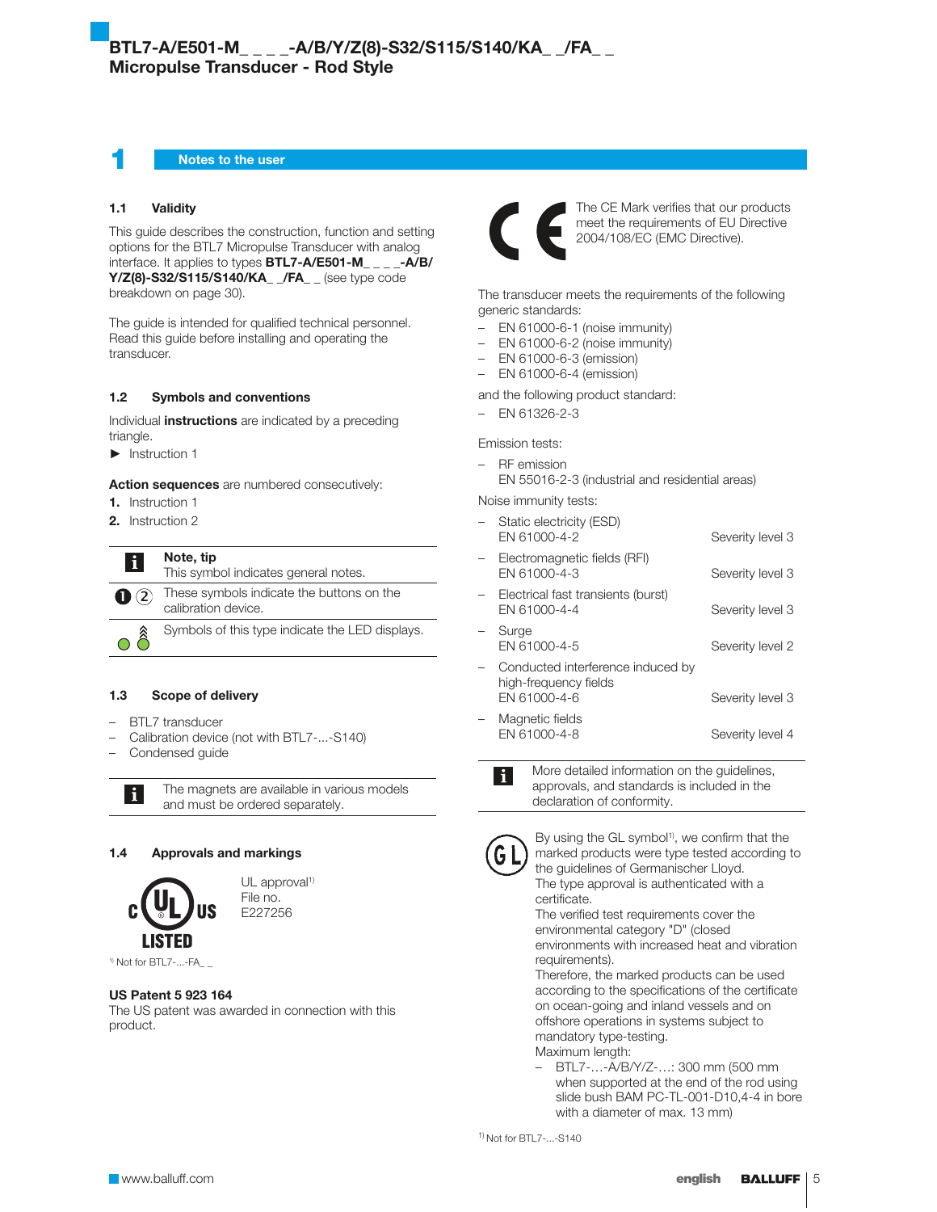# 1 Notes to the user

## 1.1 Validity

This guide describes the construction, function and setting options for the BTL7 Micropulse Transducer with analog interface. It applies to types **BTL7-A/E501-M_ _ _ _-A/B/Y/Z(8)-S32/S115/S140/KA_ _/FA_ _** (see type code breakdown on page 30).

The guide is intended for qualified technical personnel. Read this guide before installing and operating the transducer.

## 1.2 Symbols and conventions

Individual **instructions** are indicated by a preceding triangle.

► Instruction 1

**Action sequences** are numbered consecutively:

1. Instruction 1
2. Instruction 2

| | |
|---|---|
| i | **Note, tip** This symbol indicates general notes. |
| ❶ ② | These symbols indicate the buttons on the calibration device. |
| LED symbols | Symbols of this type indicate the LED displays. |

## 1.3 Scope of delivery

- BTL7 transducer
- Calibration device (not with BTL7-...-S140)
- Condensed guide

> **i** The magnets are available in various models and must be ordered separately.

## 1.4 Approvals and markings

c UL US LISTED — UL approval[1) ]File no. E227256

[1)] Not for BTL7-...-FA_ _

**US Patent 5 923 164**
The US patent was awarded in connection with this product.

CE — The CE Mark verifies that our products meet the requirements of EU Directive 2004/108/EC (EMC Directive).

The transducer meets the requirements of the following generic standards:

- EN 61000-6-1 (noise immunity)
- EN 61000-6-2 (noise immunity)
- EN 61000-6-3 (emission)
- EN 61000-6-4 (emission)

and the following product standard:

- EN 61326-2-3

Emission tests:

- RF emission
  EN 55016-2-3 (industrial and residential areas)

Noise immunity tests:

| Test | Severity |
|---|---|
| Static electricity (ESD) EN 61000-4-2 | Severity level 3 |
| Electromagnetic fields (RFI) EN 61000-4-3 | Severity level 3 |
| Electrical fast transients (burst) EN 61000-4-4 | Severity level 3 |
| Surge EN 61000-4-5 | Severity level 2 |
| Conducted interference induced by high-frequency fields EN 61000-4-6 | Severity level 3 |
| Magnetic fields EN 61000-4-8 | Severity level 4 |

> **i** More detailed information on the guidelines, approvals, and standards is included in the declaration of conformity.

GL — By using the GL symbol[1)], we confirm that the marked products were type tested according to the guidelines of Germanischer Lloyd.
The type approval is authenticated with a certificate.
The verified test requirements cover the environmental category "D" (closed environments with increased heat and vibration requirements).
Therefore, the marked products can be used according to the specifications of the certificate on ocean-going and inland vessels and on offshore operations in systems subject to mandatory type-testing.
Maximum length:

- BTL7-…-A/B/Y/Z-…: 300 mm (500 mm when supported at the end of the rod using slide bush BAM PC-TL-001-D10,4-4 in bore with a diameter of max. 13 mm)

[1)] Not for BTL7-...-S140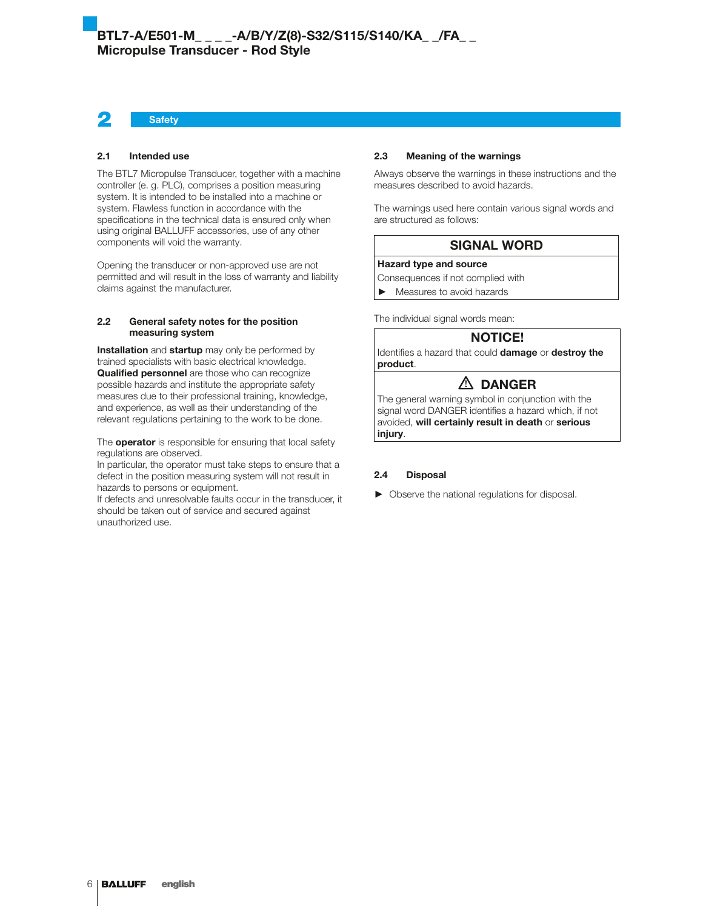# 2 Safety

## 2.1 Intended use

The BTL7 Micropulse Transducer, together with a machine controller (e. g. PLC), comprises a position measuring system. It is intended to be installed into a machine or system. Flawless function in accordance with the specifications in the technical data is ensured only when using original BALLUFF accessories, use of any other components will void the warranty.

Opening the transducer or non-approved use are not permitted and will result in the loss of warranty and liability claims against the manufacturer.

## 2.2 General safety notes for the position measuring system

**Installation** and **startup** may only be performed by trained specialists with basic electrical knowledge. **Qualified personnel** are those who can recognize possible hazards and institute the appropriate safety measures due to their professional training, knowledge, and experience, as well as their understanding of the relevant regulations pertaining to the work to be done.

The **operator** is responsible for ensuring that local safety regulations are observed.
In particular, the operator must take steps to ensure that a defect in the position measuring system will not result in hazards to persons or equipment.
If defects and unresolvable faults occur in the transducer, it should be taken out of service and secured against unauthorized use.

## 2.3 Meaning of the warnings

Always observe the warnings in these instructions and the measures described to avoid hazards.

The warnings used here contain various signal words and are structured as follows:

| SIGNAL WORD |
|---|
| **Hazard type and source**<br>Consequences if not complied with<br>► Measures to avoid hazards |

The individual signal words mean:

| NOTICE! |
|---|
| Identifies a hazard that could **damage** or **destroy the product**. |
| **⚠ DANGER** |
| The general warning symbol in conjunction with the signal word DANGER identifies a hazard which, if not avoided, **will certainly result in death** or **serious injury**. |

## 2.4 Disposal

► Observe the national regulations for disposal.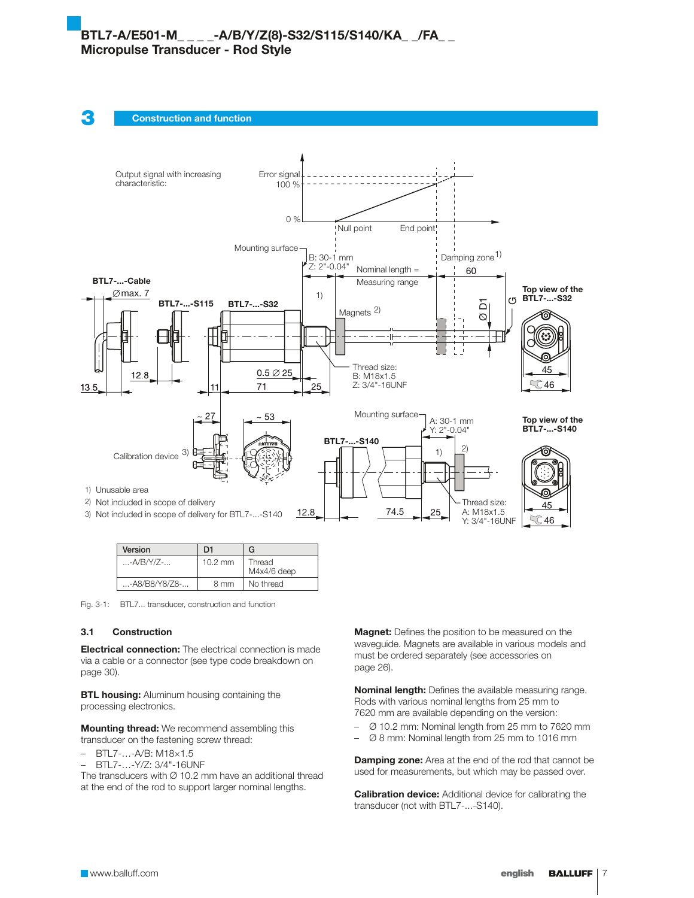# 3 Construction and function

| Version | D1 | G |
| --- | --- | --- |
| ...-A/B/Y/Z-... | 10.2 mm | Thread M4x4/6 deep |
| ...-A8/B8/Y8/Z8-... | 8 mm | No thread |

Fig. 3-1: BTL7... transducer, construction and function

## 3.1 Construction

**Electrical connection:** The electrical connection is made via a cable or a connector (see type code breakdown on page 30).

**BTL housing:** Aluminum housing containing the processing electronics.

**Mounting thread:** We recommend assembling this transducer on the fastening screw thread:

- BTL7-…-A/B: M18×1.5
- BTL7-…-Y/Z: 3/4"-16UNF

The transducers with Ø 10.2 mm have an additional thread at the end of the rod to support larger nominal lengths.

**Magnet:** Defines the position to be measured on the waveguide. Magnets are available in various models and must be ordered separately (see accessories on page 26).

**Nominal length:** Defines the available measuring range. Rods with various nominal lengths from 25 mm to 7620 mm are available depending on the version:

- Ø 10.2 mm: Nominal length from 25 mm to 7620 mm
- Ø 8 mm: Nominal length from 25 mm to 1016 mm

**Damping zone:** Area at the end of the rod that cannot be used for measurements, but which may be passed over.

**Calibration device:** Additional device for calibrating the transducer (not with BTL7-...-S140).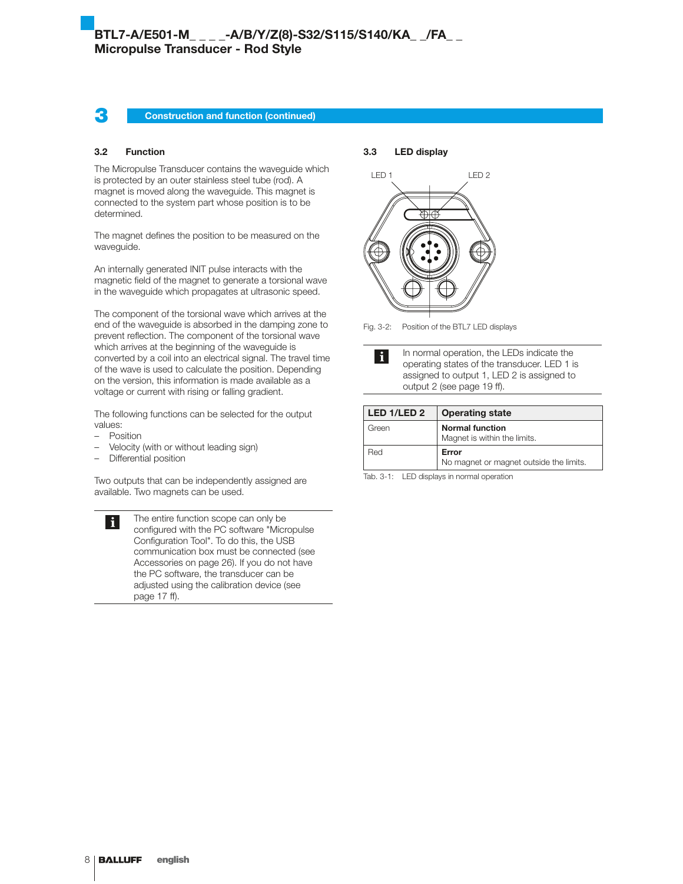# 3 Construction and function (continued)

## 3.2 Function

The Micropulse Transducer contains the waveguide which is protected by an outer stainless steel tube (rod). A magnet is moved along the waveguide. This magnet is connected to the system part whose position is to be determined.

The magnet defines the position to be measured on the waveguide.

An internally generated INIT pulse interacts with the magnetic field of the magnet to generate a torsional wave in the waveguide which propagates at ultrasonic speed.

The component of the torsional wave which arrives at the end of the waveguide is absorbed in the damping zone to prevent reflection. The component of the torsional wave which arrives at the beginning of the waveguide is converted by a coil into an electrical signal. The travel time of the wave is used to calculate the position. Depending on the version, this information is made available as a voltage or current with rising or falling gradient.

The following functions can be selected for the output values:

- Position
- Velocity (with or without leading sign)
- Differential position

Two outputs that can be independently assigned are available. Two magnets can be used.

> **i** The entire function scope can only be configured with the PC software "Micropulse Configuration Tool". To do this, the USB communication box must be connected (see Accessories on page 26). If you do not have the PC software, the transducer can be adjusted using the calibration device (see page 17 ff).

## 3.3 LED display

LED 1 LED 2

Fig. 3-2: Position of the BTL7 LED displays

> **i** In normal operation, the LEDs indicate the operating states of the transducer. LED 1 is assigned to output 1, LED 2 is assigned to output 2 (see page 19 ff).

| LED 1/LED 2 | Operating state |
|---|---|
| Green | **Normal function**<br>Magnet is within the limits. |
| Red | **Error**<br>No magnet or magnet outside the limits. |

Tab. 3-1: LED displays in normal operation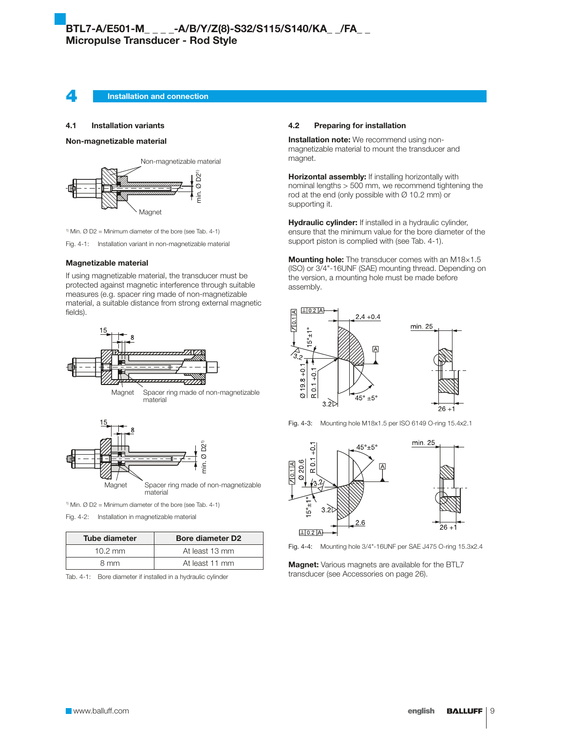# 4 Installation and connection

## 4.1 Installation variants

### Non-magnetizable material

Non-magnetizable material

Magnet

min. Ø D2[1)]

[1)] Min. Ø D2 = Minimum diameter of the bore (see Tab. 4-1)

Fig. 4-1: Installation variant in non-magnetizable material

### Magnetizable material

If using magnetizable material, the transducer must be protected against magnetic interference through suitable measures (e.g. spacer ring made of non-magnetizable material, a suitable distance from strong external magnetic fields).

15

8

Magnet

Spacer ring made of non-magnetizable material

15

8

min. Ø D2[1)]

Magnet

Spacer ring made of non-magnetizable material

[1)] Min. Ø D2 = Minimum diameter of the bore (see Tab. 4-1)

Fig. 4-2: Installation in magnetizable material

| Tube diameter | Bore diameter D2 |
|---|---|
| 10.2 mm | At least 13 mm |
| 8 mm | At least 11 mm |

Tab. 4-1: Bore diameter if installed in a hydraulic cylinder

## 4.2 Preparing for installation

**Installation note:** We recommend using non-magnetizable material to mount the transducer and magnet.

**Horizontal assembly:** If installing horizontally with nominal lengths > 500 mm, we recommend tightening the rod at the end (only possible with Ø 10.2 mm) or supporting it.

**Hydraulic cylinder:** If installed in a hydraulic cylinder, ensure that the minimum value for the bore diameter of the support piston is complied with (see Tab. 4-1).

**Mounting hole:** The transducer comes with an M18×1.5 (ISO) or 3/4"-16UNF (SAE) mounting thread. Depending on the version, a mounting hole must be made before assembly.

Fig. 4-3: Mounting hole M18x1.5 per ISO 6149 O-ring 15.4x2.1

Fig. 4-4: Mounting hole 3/4"-16UNF per SAE J475 O-ring 15.3x2.4

**Magnet:** Various magnets are available for the BTL7 transducer (see Accessories on page 26).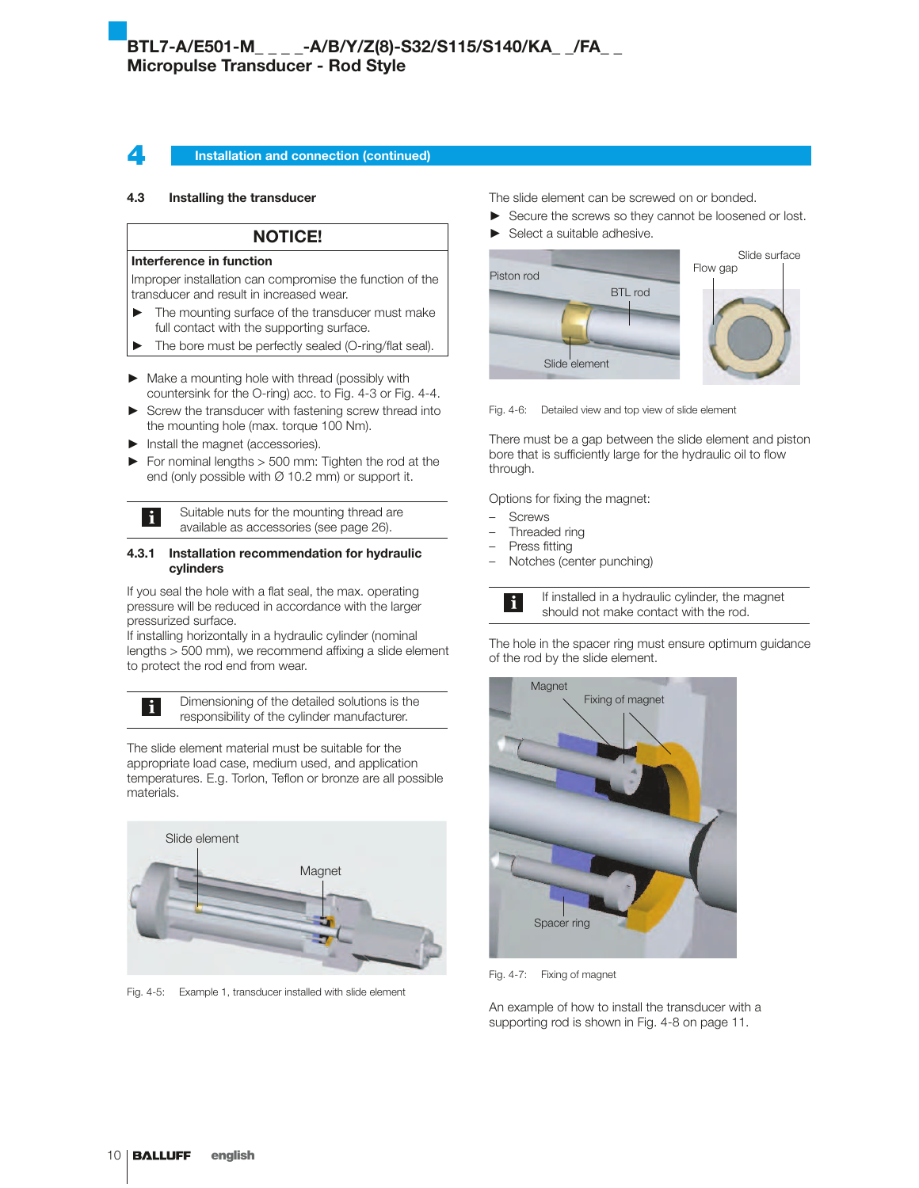## 4 Installation and connection (continued)

### 4.3 Installing the transducer

**NOTICE!**

**Interference in function**

Improper installation can compromise the function of the transducer and result in increased wear.

- ► The mounting surface of the transducer must make full contact with the supporting surface.
- ► The bore must be perfectly sealed (O-ring/flat seal).

- ► Make a mounting hole with thread (possibly with countersink for the O-ring) acc. to Fig. 4-3 or Fig. 4-4.
- ► Screw the transducer with fastening screw thread into the mounting hole (max. torque 100 Nm).
- ► Install the magnet (accessories).
- ► For nominal lengths > 500 mm: Tighten the rod at the end (only possible with Ø 10.2 mm) or support it.

> **i** Suitable nuts for the mounting thread are available as accessories (see page 26).

#### 4.3.1 Installation recommendation for hydraulic cylinders

If you seal the hole with a flat seal, the max. operating pressure will be reduced in accordance with the larger pressurized surface.
If installing horizontally in a hydraulic cylinder (nominal lengths > 500 mm), we recommend affixing a slide element to protect the rod end from wear.

> **i** Dimensioning of the detailed solutions is the responsibility of the cylinder manufacturer.

The slide element material must be suitable for the appropriate load case, medium used, and application temperatures. E.g. Torlon, Teflon or bronze are all possible materials.

Slide element, Magnet

Fig. 4-5: Example 1, transducer installed with slide element

The slide element can be screwed on or bonded.

- ► Secure the screws so they cannot be loosened or lost.
- ► Select a suitable adhesive.

Piston rod, BTL rod, Slide element, Flow gap, Slide surface

Fig. 4-6: Detailed view and top view of slide element

There must be a gap between the slide element and piston bore that is sufficiently large for the hydraulic oil to flow through.

Options for fixing the magnet:

- Screws
- Threaded ring
- Press fitting
- Notches (center punching)

> **i** If installed in a hydraulic cylinder, the magnet should not make contact with the rod.

The hole in the spacer ring must ensure optimum guidance of the rod by the slide element.

Magnet, Fixing of magnet, Spacer ring

Fig. 4-7: Fixing of magnet

An example of how to install the transducer with a supporting rod is shown in Fig. 4-8 on page 11.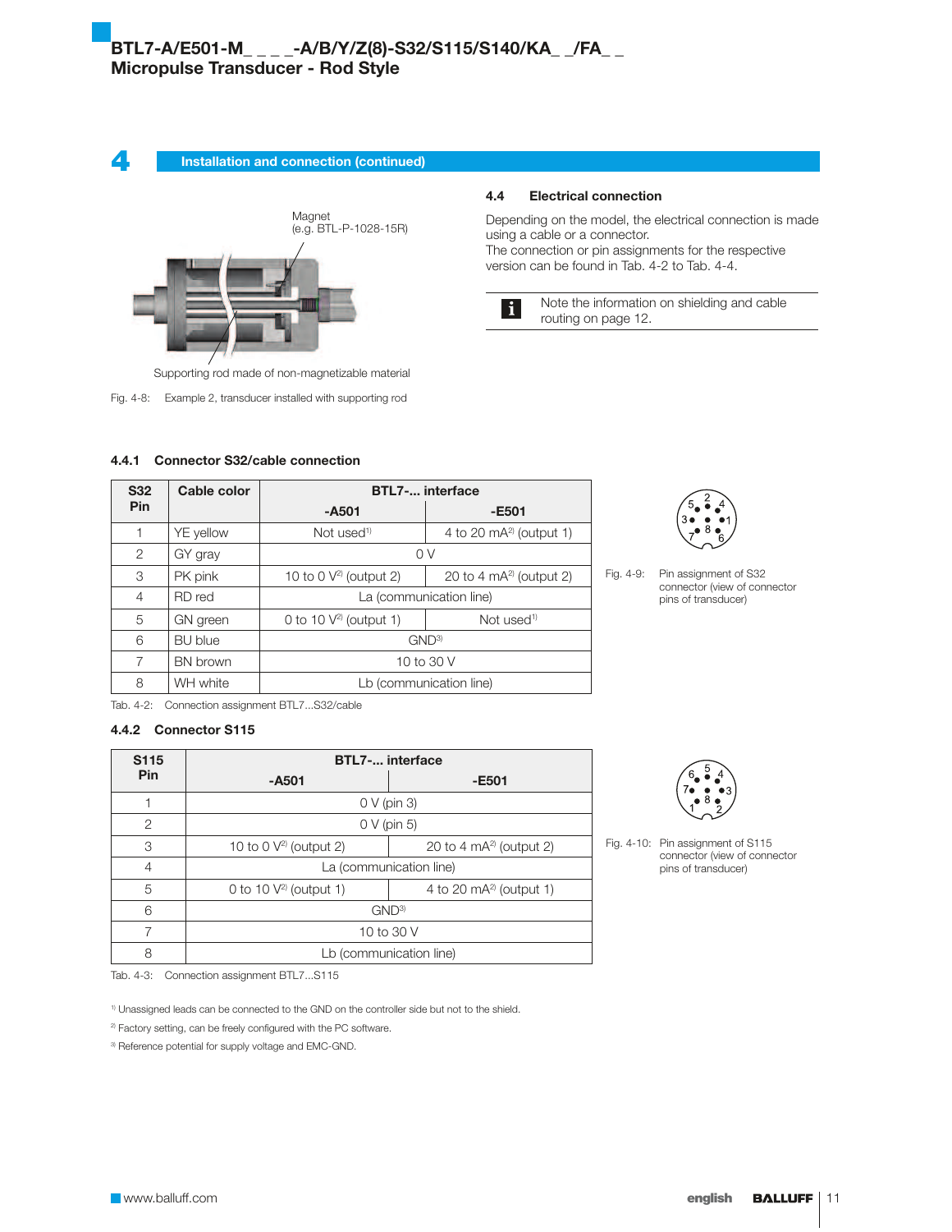## 4 Installation and connection (continued)

Magnet
(e.g. BTL-P-1028-15R)

Supporting rod made of non-magnetizable material

Fig. 4-8: Example 2, transducer installed with supporting rod

### 4.4 Electrical connection

Depending on the model, the electrical connection is made using a cable or a connector.
The connection or pin assignments for the respective version can be found in Tab. 4-2 to Tab. 4-4.

> Note the information on shielding and cable routing on page 12.

### 4.4.1 Connector S32/cable connection

| S32 Pin | Cable color | BTL7-... interface | |
|---|---|---|---|
| | | -A501 | -E501 |
| 1 | YE yellow | Not used[1] | 4 to 20 mA[2] (output 1) |
| 2 | GY gray | 0 V | |
| 3 | PK pink | 10 to 0 V[2] (output 2) | 20 to 4 mA[2] (output 2) |
| 4 | RD red | La (communication line) | |
| 5 | GN green | 0 to 10 V[2] (output 1) | Not used[1] |
| 6 | BU blue | GND[3] | |
| 7 | BN brown | 10 to 30 V | |
| 8 | WH white | Lb (communication line) | |

Tab. 4-2: Connection assignment BTL7...S32/cable

Fig. 4-9: Pin assignment of S32 connector (view of connector pins of transducer)

### 4.4.2 Connector S115

| S115 Pin | BTL7-... interface | |
|---|---|---|
| | -A501 | -E501 |
| 1 | 0 V (pin 3) | |
| 2 | 0 V (pin 5) | |
| 3 | 10 to 0 V[2] (output 2) | 20 to 4 mA[2] (output 2) |
| 4 | La (communication line) | |
| 5 | 0 to 10 V[2] (output 1) | 4 to 20 mA[2] (output 1) |
| 6 | GND[3] | |
| 7 | 10 to 30 V | |
| 8 | Lb (communication line) | |

Tab. 4-3: Connection assignment BTL7...S115

Fig. 4-10: Pin assignment of S115 connector (view of connector pins of transducer)

[1] Unassigned leads can be connected to the GND on the controller side but not to the shield.

[2] Factory setting, can be freely configured with the PC software.

[3] Reference potential for supply voltage and EMC-GND.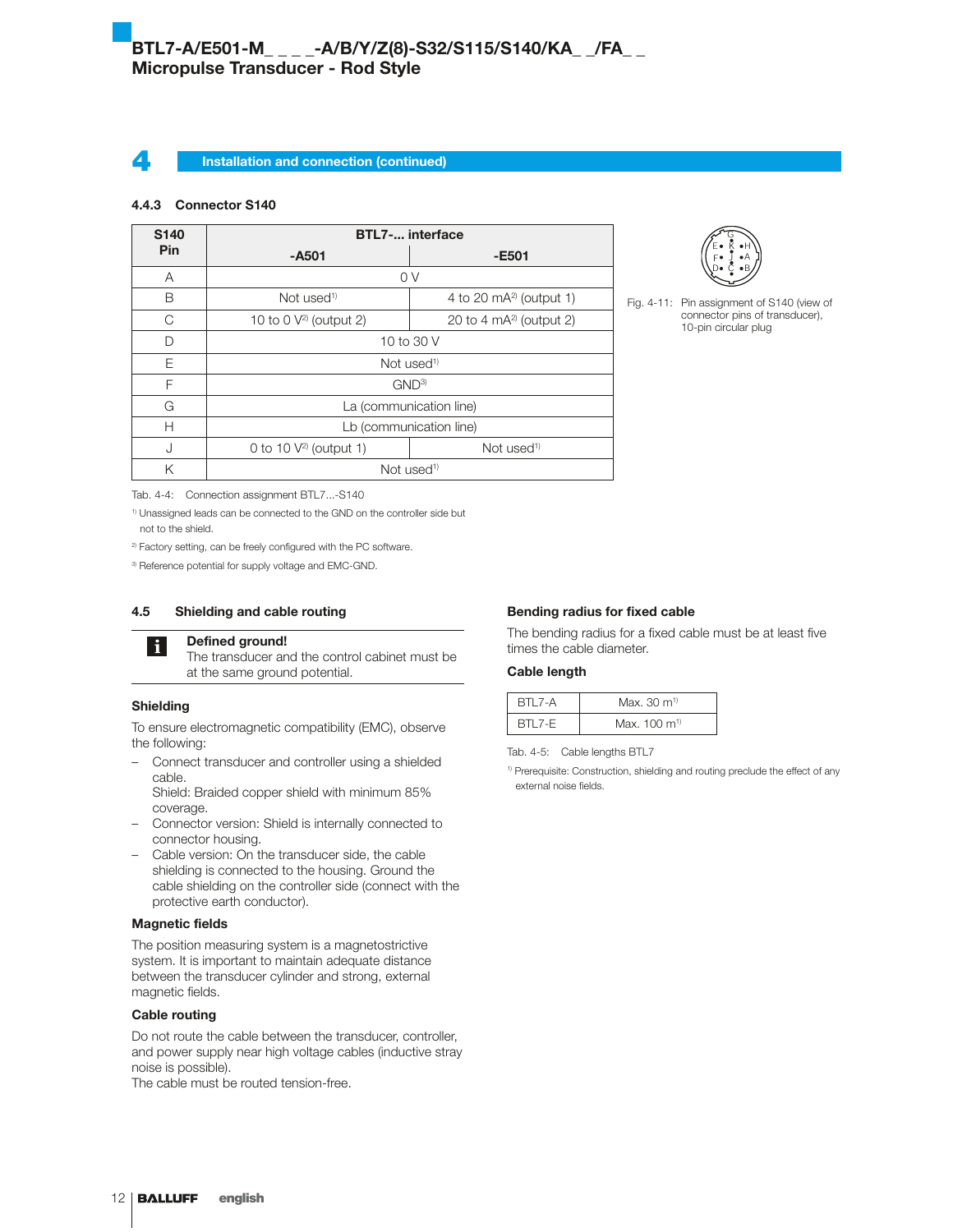# 4 Installation and connection (continued)

### 4.4.3 Connector S140

| S140 Pin | BTL7-... interface | |
|---|---|---|
| | -A501 | -E501 |
| A | 0 V | |
| B | Not used[1] | 4 to 20 mA[2] (output 1) |
| C | 10 to 0 V[2] (output 2) | 20 to 4 mA[2] (output 2) |
| D | 10 to 30 V | |
| E | Not used[1] | |
| F | GND[3] | |
| G | La (communication line) | |
| H | Lb (communication line) | |
| J | 0 to 10 V[2] (output 1) | Not used[1] |
| K | Not used[1] | |

Tab. 4-4: Connection assignment BTL7...-S140

[1] Unassigned leads can be connected to the GND on the controller side but not to the shield.

[2] Factory setting, can be freely configured with the PC software.

[3] Reference potential for supply voltage and EMC-GND.

Fig. 4-11: Pin assignment of S140 (view of connector pins of transducer), 10-pin circular plug

### 4.5 Shielding and cable routing

> **Defined ground!**
> The transducer and the control cabinet must be at the same ground potential.

**Shielding**

To ensure electromagnetic compatibility (EMC), observe the following:

- Connect transducer and controller using a shielded cable.
  Shield: Braided copper shield with minimum 85% coverage.
- Connector version: Shield is internally connected to connector housing.
- Cable version: On the transducer side, the cable shielding is connected to the housing. Ground the cable shielding on the controller side (connect with the protective earth conductor).

**Magnetic fields**

The position measuring system is a magnetostrictive system. It is important to maintain adequate distance between the transducer cylinder and strong, external magnetic fields.

**Cable routing**

Do not route the cable between the transducer, controller, and power supply near high voltage cables (inductive stray noise is possible).
The cable must be routed tension-free.

**Bending radius for fixed cable**

The bending radius for a fixed cable must be at least five times the cable diameter.

**Cable length**

| BTL7-A | Max. 30 m[1] |
|---|---|
| BTL7-E | Max. 100 m[1] |

Tab. 4-5: Cable lengths BTL7

[1] Prerequisite: Construction, shielding and routing preclude the effect of any external noise fields.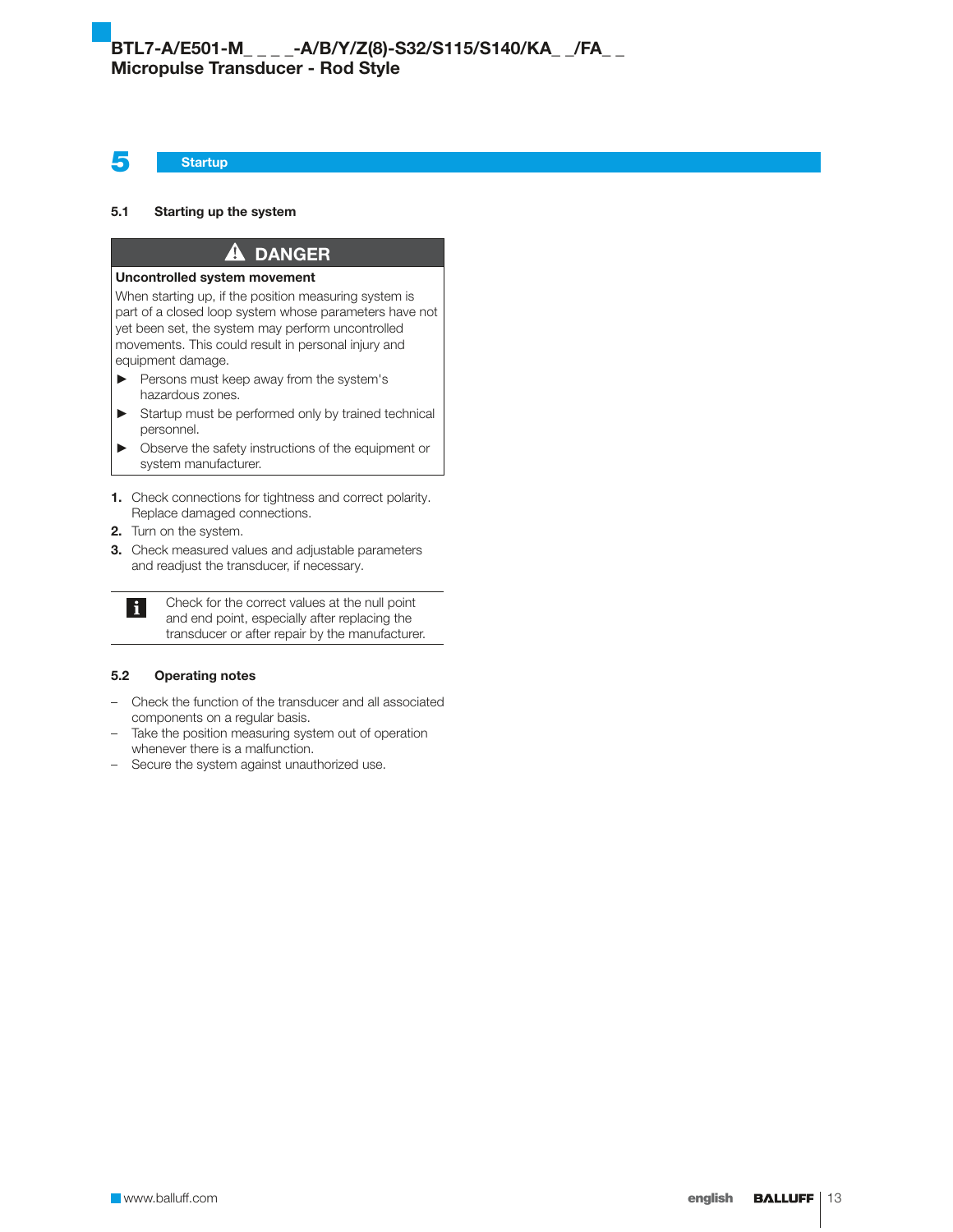# 5 Startup

## 5.1 Starting up the system

> **⚠ DANGER**
>
> **Uncontrolled system movement**
>
> When starting up, if the position measuring system is part of a closed loop system whose parameters have not yet been set, the system may perform uncontrolled movements. This could result in personal injury and equipment damage.
>
> - ► Persons must keep away from the system's hazardous zones.
> - ► Startup must be performed only by trained technical personnel.
> - ► Observe the safety instructions of the equipment or system manufacturer.

1. Check connections for tightness and correct polarity. Replace damaged connections.
2. Turn on the system.
3. Check measured values and adjustable parameters and readjust the transducer, if necessary.

> **i** Check for the correct values at the null point and end point, especially after replacing the transducer or after repair by the manufacturer.

## 5.2 Operating notes

- Check the function of the transducer and all associated components on a regular basis.
- Take the position measuring system out of operation whenever there is a malfunction.
- Secure the system against unauthorized use.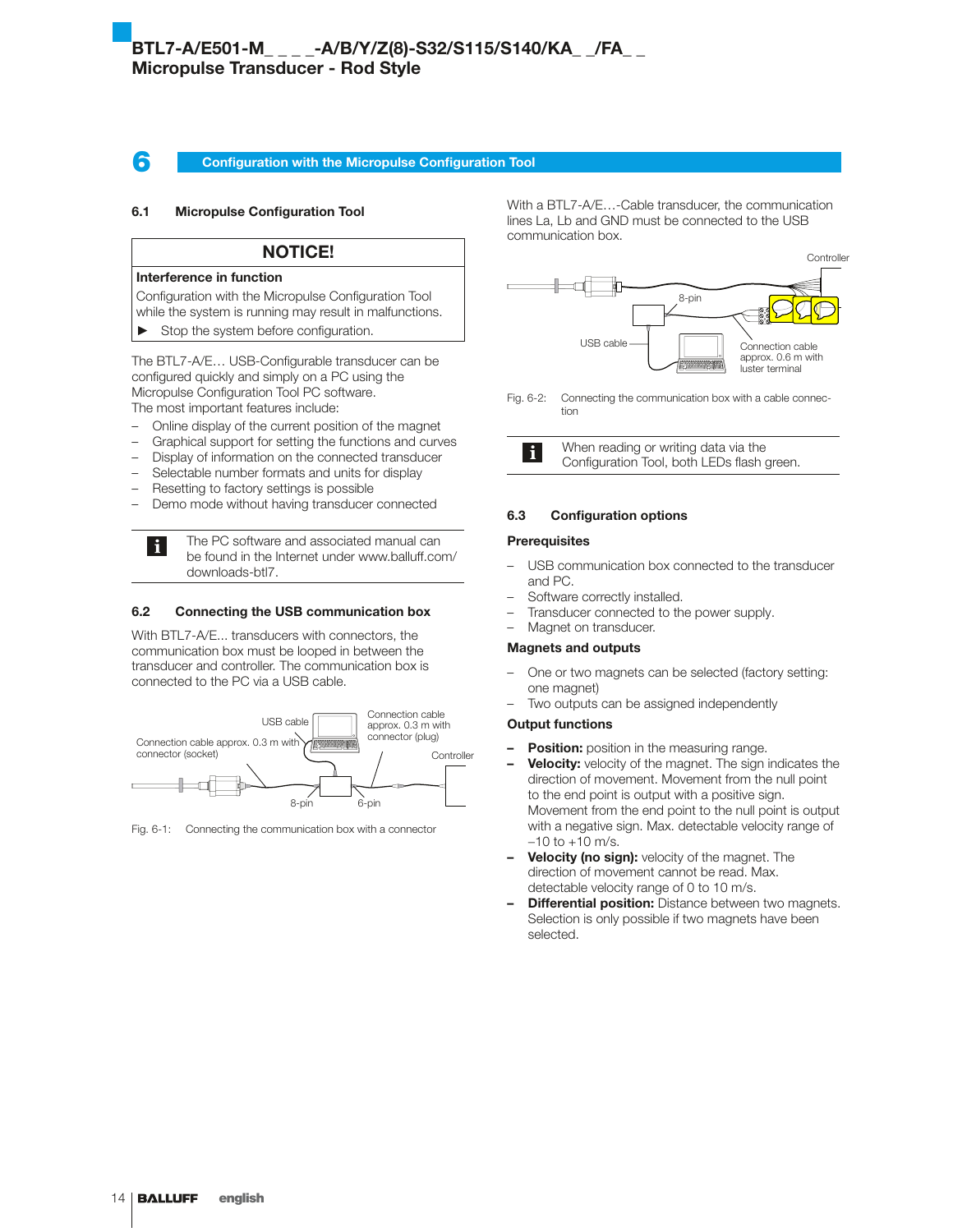# 6 Configuration with the Micropulse Configuration Tool

## 6.1 Micropulse Configuration Tool

**NOTICE!**

**Interference in function**

Configuration with the Micropulse Configuration Tool while the system is running may result in malfunctions.

► Stop the system before configuration.

The BTL7-A/E… USB-Configurable transducer can be configured quickly and simply on a PC using the Micropulse Configuration Tool PC software.
The most important features include:

- Online display of the current position of the magnet
- Graphical support for setting the functions and curves
- Display of information on the connected transducer
- Selectable number formats and units for display
- Resetting to factory settings is possible
- Demo mode without having transducer connected

The PC software and associated manual can be found in the Internet under www.balluff.com/downloads-btl7.

## 6.2 Connecting the USB communication box

With BTL7-A/E... transducers with connectors, the communication box must be looped in between the transducer and controller. The communication box is connected to the PC via a USB cable.

USB cable

Connection cable approx. 0.3 m with connector (socket)

Connection cable approx. 0.3 m with connector (plug)

Controller

8-pin

6-pin

Fig. 6-1: Connecting the communication box with a connector

With a BTL7-A/E…-Cable transducer, the communication lines La, Lb and GND must be connected to the USB communication box.

Controller

8-pin

USB cable

Connection cable approx. 0.6 m with luster terminal

Fig. 6-2: Connecting the communication box with a cable connection

When reading or writing data via the Configuration Tool, both LEDs flash green.

## 6.3 Configuration options

### Prerequisites

- USB communication box connected to the transducer and PC.
- Software correctly installed.
- Transducer connected to the power supply.
- Magnet on transducer.

### Magnets and outputs

- One or two magnets can be selected (factory setting: one magnet)
- Two outputs can be assigned independently

### Output functions

- **Position:** position in the measuring range.
- **Velocity:** velocity of the magnet. The sign indicates the direction of movement. Movement from the null point to the end point is output with a positive sign. Movement from the end point to the null point is output with a negative sign. Max. detectable velocity range of –10 to +10 m/s.
- **Velocity (no sign):** velocity of the magnet. The direction of movement cannot be read. Max. detectable velocity range of 0 to 10 m/s.
- **Differential position:** Distance between two magnets. Selection is only possible if two magnets have been selected.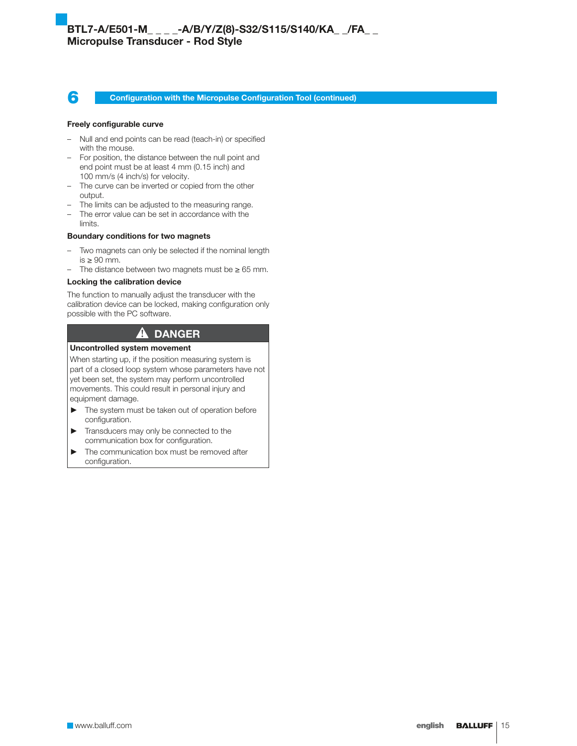## 6 Configuration with the Micropulse Configuration Tool (continued)

**Freely configurable curve**

- Null and end points can be read (teach-in) or specified with the mouse.
- For position, the distance between the null point and end point must be at least 4 mm (0.15 inch) and 100 mm/s (4 inch/s) for velocity.
- The curve can be inverted or copied from the other output.
- The limits can be adjusted to the measuring range.
- The error value can be set in accordance with the limits.

**Boundary conditions for two magnets**

- Two magnets can only be selected if the nominal length is ≥ 90 mm.
- The distance between two magnets must be ≥ 65 mm.

**Locking the calibration device**

The function to manually adjust the transducer with the calibration device can be locked, making configuration only possible with the PC software.

> **⚠ DANGER**
>
> **Uncontrolled system movement**
>
> When starting up, if the position measuring system is part of a closed loop system whose parameters have not yet been set, the system may perform uncontrolled movements. This could result in personal injury and equipment damage.
>
> ► The system must be taken out of operation before configuration.
>
> ► Transducers may only be connected to the communication box for configuration.
>
> ► The communication box must be removed after configuration.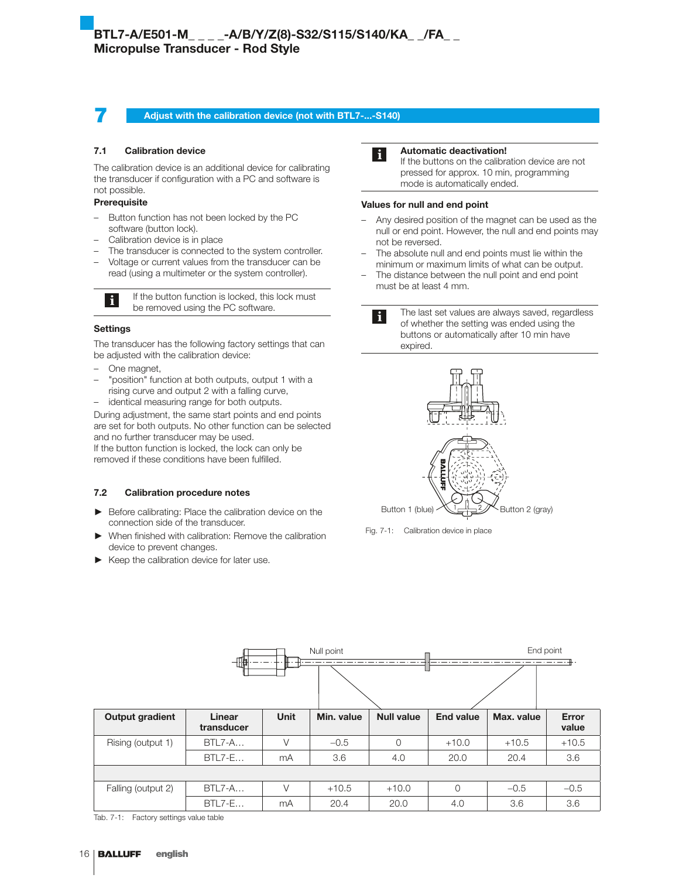# 7 Adjust with the calibration device (not with BTL7-...-S140)

## 7.1 Calibration device

The calibration device is an additional device for calibrating the transducer if configuration with a PC and software is not possible.

**Prerequisite**

- Button function has not been locked by the PC software (button lock).
- Calibration device is in place
- The transducer is connected to the system controller.
- Voltage or current values from the transducer can be read (using a multimeter or the system controller).

> ℹ If the button function is locked, this lock must be removed using the PC software.

**Settings**

The transducer has the following factory settings that can be adjusted with the calibration device:

- One magnet,
- "position" function at both outputs, output 1 with a rising curve and output 2 with a falling curve,
- identical measuring range for both outputs.

During adjustment, the same start points and end points are set for both outputs. No other function can be selected and no further transducer may be used.
If the button function is locked, the lock can only be removed if these conditions have been fulfilled.

## 7.2 Calibration procedure notes

- ► Before calibrating: Place the calibration device on the connection side of the transducer.
- ► When finished with calibration: Remove the calibration device to prevent changes.
- ► Keep the calibration device for later use.

> ℹ **Automatic deactivation!**
> If the buttons on the calibration device are not pressed for approx. 10 min, programming mode is automatically ended.

**Values for null and end point**

- Any desired position of the magnet can be used as the null or end point. However, the null and end points may not be reversed.
- The absolute null and end points must lie within the minimum or maximum limits of what can be output.
- The distance between the null point and end point must be at least 4 mm.

> ℹ The last set values are always saved, regardless of whether the setting was ended using the buttons or automatically after 10 min have expired.

Button 1 (blue) Button 2 (gray)

Fig. 7-1: Calibration device in place

Null point End point

| Output gradient | Linear transducer | Unit | Min. value | Null value | End value | Max. value | Error value |
|---|---|---|---|---|---|---|---|
| Rising (output 1) | BTL7-A… | V | –0.5 | 0 | +10.0 | +10.5 | +10.5 |
| | BTL7-E… | mA | 3.6 | 4.0 | 20.0 | 20.4 | 3.6 |
| | | | | | | | |
| Falling (output 2) | BTL7-A… | V | +10.5 | +10.0 | 0 | –0.5 | –0.5 |
| | BTL7-E… | mA | 20.4 | 20.0 | 4.0 | 3.6 | 3.6 |

Tab. 7-1: Factory settings value table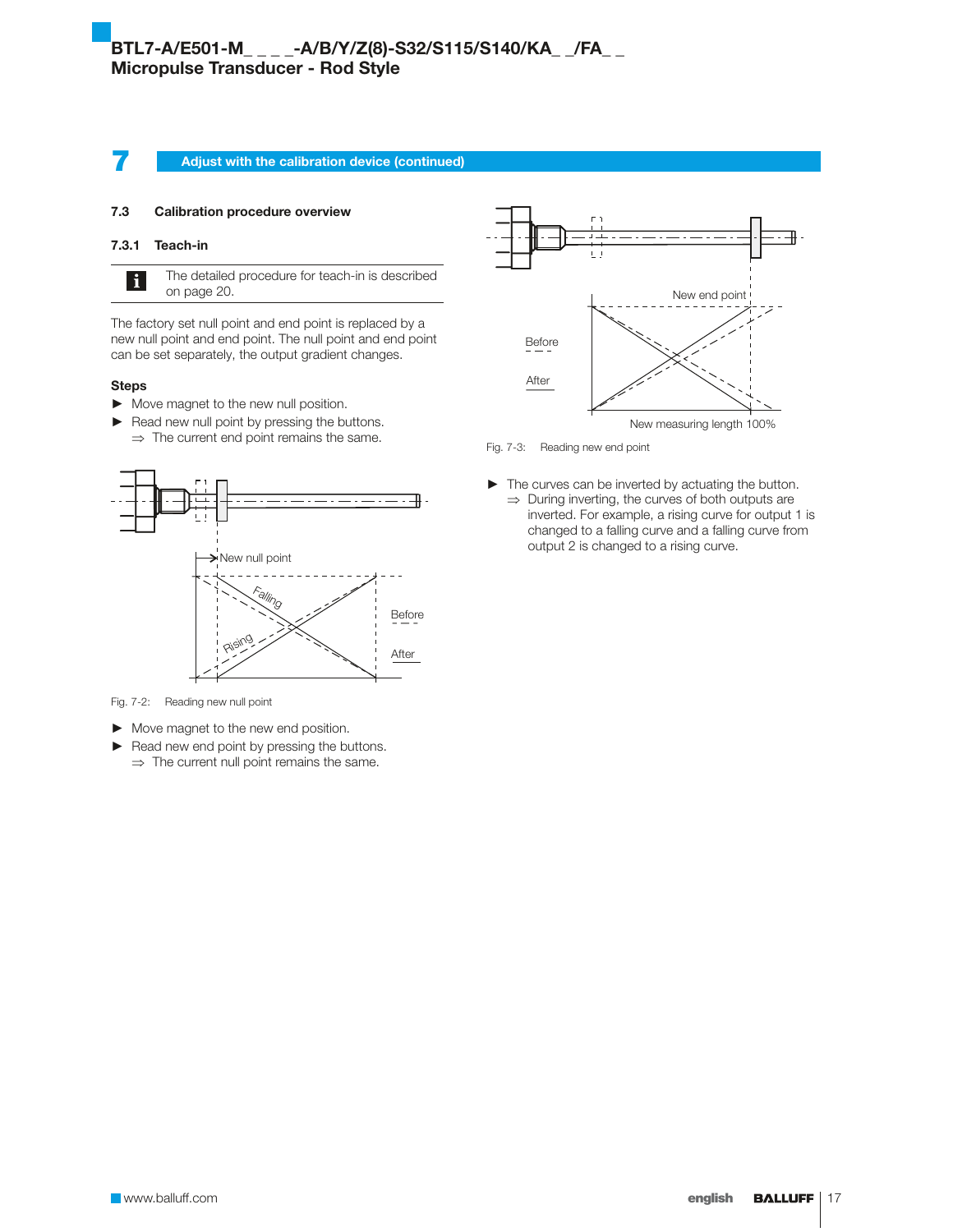## 7 Adjust with the calibration device (continued)

### 7.3 Calibration procedure overview

#### 7.3.1 Teach-in

The detailed procedure for teach-in is described on page 20.

The factory set null point and end point is replaced by a new null point and end point. The null point and end point can be set separately, the output gradient changes.

**Steps**

- ► Move magnet to the new null position.
- ► Read new null point by pressing the buttons.
  - ⇒ The current end point remains the same.

Fig. 7-2: Reading new null point

- ► Move magnet to the new end position.
- ► Read new end point by pressing the buttons.
  - ⇒ The current null point remains the same.

Fig. 7-3: Reading new end point

- ► The curves can be inverted by actuating the button.
  - ⇒ During inverting, the curves of both outputs are inverted. For example, a rising curve for output 1 is changed to a falling curve and a falling curve from output 2 is changed to a rising curve.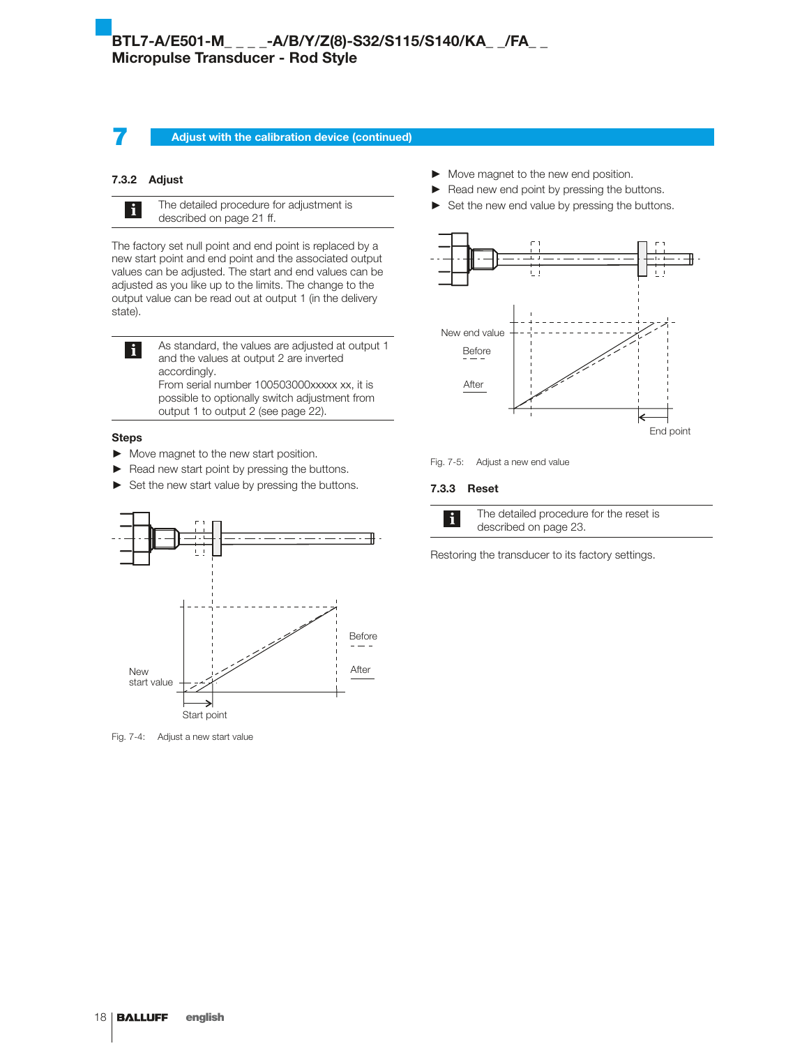## 7 Adjust with the calibration device (continued)

### 7.3.2 Adjust

The detailed procedure for adjustment is described on page 21 ff.

The factory set null point and end point is replaced by a new start point and end point and the associated output values can be adjusted. The start and end values can be adjusted as you like up to the limits. The change to the output value can be read out at output 1 (in the delivery state).

As standard, the values are adjusted at output 1 and the values at output 2 are inverted accordingly.
From serial number 100503000xxxxx xx, it is possible to optionally switch adjustment from output 1 to output 2 (see page 22).

**Steps**

- Move magnet to the new start position.
- Read new start point by pressing the buttons.
- Set the new start value by pressing the buttons.

Fig. 7-4: Adjust a new start value

- Move magnet to the new end position.
- Read new end point by pressing the buttons.
- Set the new end value by pressing the buttons.

Fig. 7-5: Adjust a new end value

### 7.3.3 Reset

The detailed procedure for the reset is described on page 23.

Restoring the transducer to its factory settings.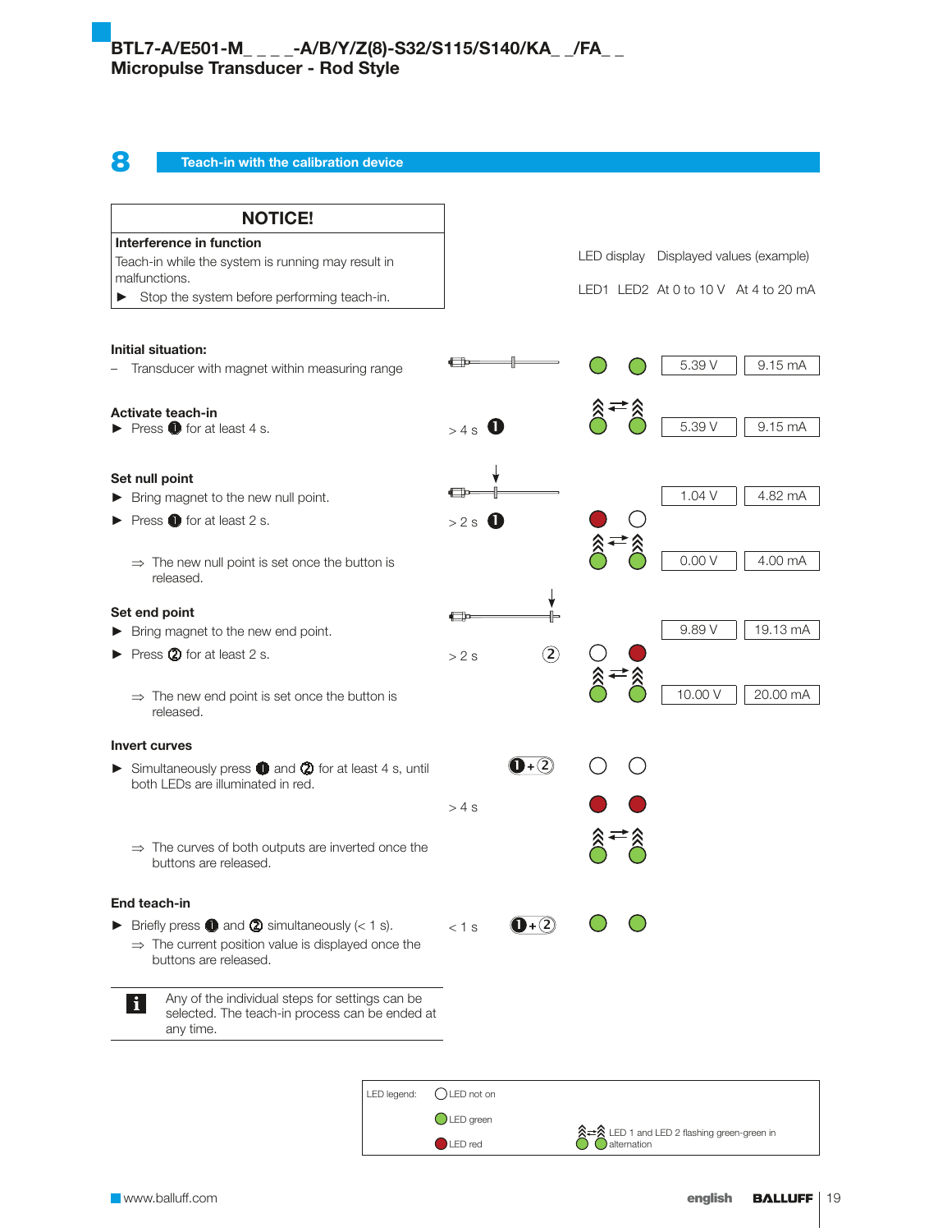## 8 Teach-in with the calibration device

**NOTICE!**

**Interference in function**

Teach-in while the system is running may result in malfunctions.

► Stop the system before performing teach-in.

| Step | Action | LED1 | LED2 | At 0 to 10 V | At 4 to 20 mA |
|---|---|---|---|---|---|
| **Initial situation:** – Transducer with magnet within measuring range | | green | green | 5.39 V | 9.15 mA |
| **Activate teach-in** ► Press ❶ for at least 4 s. | > 4 s ❶ | flashing green | flashing green | 5.39 V | 9.15 mA |
| **Set null point** ► Bring magnet to the new null point. ► Press ❶ for at least 2 s. | > 2 s ❶ | red | not on | 1.04 V | 4.82 mA |
| ⇒ The new null point is set once the button is released. | | flashing green | flashing green | 0.00 V | 4.00 mA |
| **Set end point** ► Bring magnet to the new end point. ► Press ② for at least 2 s. | > 2 s ② | not on | red | 9.89 V | 19.13 mA |
| ⇒ The new end point is set once the button is released. | | flashing green | flashing green | 10.00 V | 20.00 mA |
| **Invert curves** ► Simultaneously press ❶ and ② for at least 4 s, until both LEDs are illuminated in red. | ❶+② | not on | not on | | |
| | > 4 s | red | red | | |
| ⇒ The curves of both outputs are inverted once the buttons are released. | | flashing green | flashing green | | |
| **End teach-in** ► Briefly press ❶ and ② simultaneously (< 1 s). ⇒ The current position value is displayed once the buttons are released. | < 1 s ❶+② | green | green | | |

Displayed values (example)

**i** Any of the individual steps for settings can be selected. The teach-in process can be ended at any time.

LED legend:
- LED not on
- LED green
- LED red
- LED 1 and LED 2 flashing green-green in alternation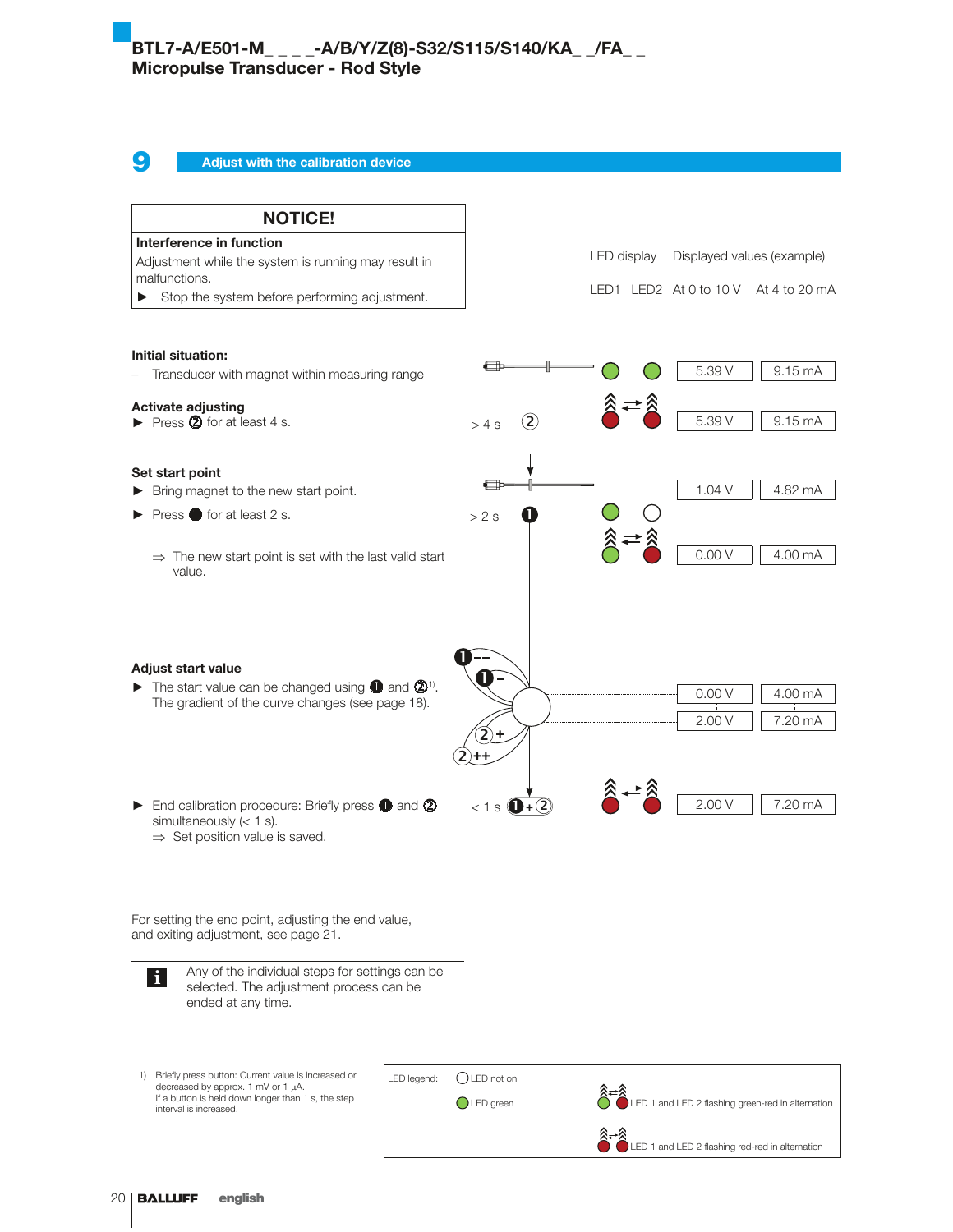# 9 Adjust with the calibration device

**NOTICE!**

**Interference in function**

Adjustment while the system is running may result in malfunctions.

► Stop the system before performing adjustment.

| LED display | | Displayed values (example) | |
|---|---|---|---|
| LED1 | LED2 | At 0 to 10 V | At 4 to 20 mA |

**Initial situation:**

– Transducer with magnet within measuring range

LED1 green, LED2 green — 5.39 V — 9.15 mA

**Activate adjusting**

► Press ② for at least 4 s.

> 4 s ② — LED 1 and LED 2 flashing red-red in alternation — 5.39 V — 9.15 mA

**Set start point**

► Bring magnet to the new start point.

1.04 V — 4.82 mA

► Press ❶ for at least 2 s.

> 2 s ❶ — LED1 green, LED2 not on

⇒ The new start point is set with the last valid start value.

LED 1 and LED 2 flashing green-red in alternation — 0.00 V — 4.00 mA

**Adjust start value**

► The start value can be changed using ❶ and ②[1]. The gradient of the curve changes (see page 18).

❶ – –, ❶ –, ② +, ② ++ — 0.00 V / 2.00 V — 4.00 mA / 7.20 mA

► End calibration procedure: Briefly press ❶ and ② simultaneously (< 1 s).

⇒ Set position value is saved.

< 1 s ❶+② — LED 1 and LED 2 flashing red-red in alternation — 2.00 V — 7.20 mA

For setting the end point, adjusting the end value, and exiting adjustment, see page 21.

> **i** Any of the individual steps for settings can be selected. The adjustment process can be ended at any time.

1) Briefly press button: Current value is increased or decreased by approx. 1 mV or 1 µA. If a button is held down longer than 1 s, the step interval is increased.

LED legend:
- LED not on
- LED green
- LED 1 and LED 2 flashing green-red in alternation
- LED 1 and LED 2 flashing red-red in alternation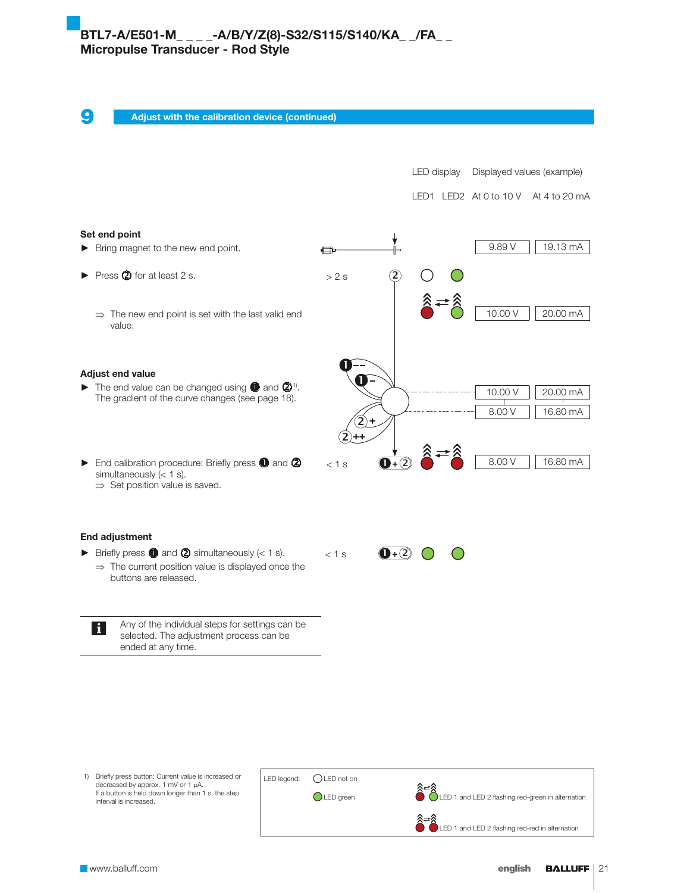## 9 Adjust with the calibration device (continued)

| | | LED display | | Displayed values (example) | |
|---|---|---|---|---|---|
| | | LED1 | LED2 | At 0 to 10 V | At 4 to 20 mA |
| **Set end point** ► Bring magnet to the new end point. | | | | 9.89 V | 19.13 mA |
| ► Press ② for at least 2 s. | > 2 s ② | LED not on | LED green | | |
| ⇒ The new end point is set with the last valid end value. | | flashing red | flashing green | 10.00 V | 20.00 mA |
| **Adjust end value** ► The end value can be changed using ❶ and ②[1]. The gradient of the curve changes (see page 18). | ❶– –, ❶–, ②+, ②++ | | | 10.00 V / 8.00 V | 20.00 mA / 16.80 mA |
| ► End calibration procedure: Briefly press ❶ and ② simultaneously (< 1 s). ⇒ Set position value is saved. | < 1 s ❶+② | flashing red | flashing red | 8.00 V | 16.80 mA |
| **End adjustment** ► Briefly press ❶ and ② simultaneously (< 1 s). ⇒ The current position value is displayed once the buttons are released. | < 1 s ❶+② | LED green | LED green | | |

**i** Any of the individual steps for settings can be selected. The adjustment process can be ended at any time.

1) Briefly press button: Current value is increased or decreased by approx. 1 mV or 1 µA. If a button is held down longer than 1 s, the step interval is increased.

LED legend:
- LED not on
- LED green
- LED 1 and LED 2 flashing red-green in alternation
- LED 1 and LED 2 flashing red-red in alternation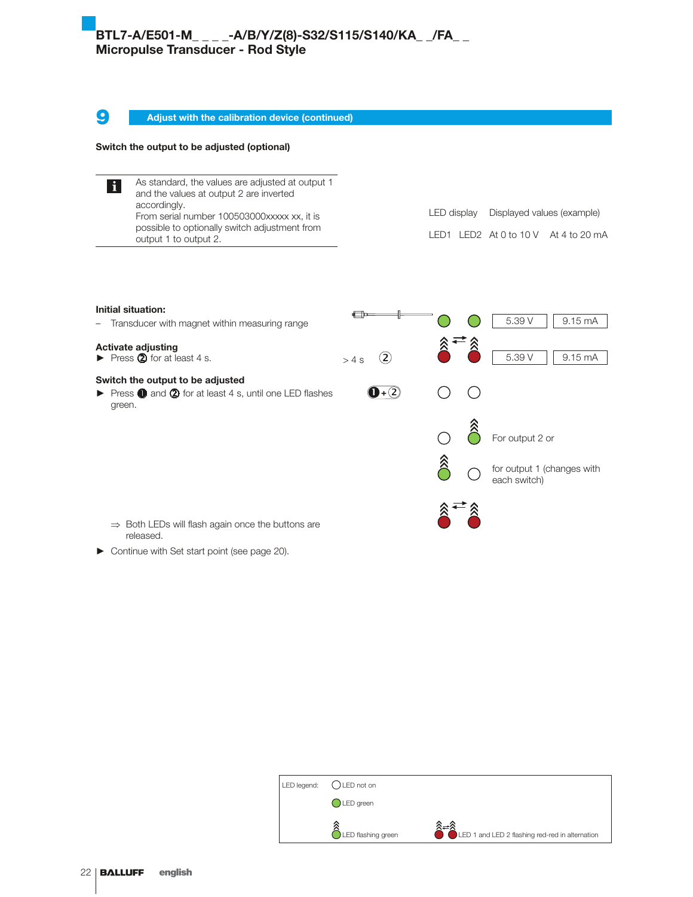## 9 Adjust with the calibration device (continued)

**Switch the output to be adjusted (optional)**

> **i** As standard, the values are adjusted at output 1 and the values at output 2 are inverted accordingly.
> From serial number 100503000xxxxx xx, it is possible to optionally switch adjustment from output 1 to output 2.

| | | LED display | | Displayed values (example) | |
|---|---|---|---|---|---|
| | | LED1 | LED2 | At 0 to 10 V | At 4 to 20 mA |
| **Initial situation:** – Transducer with magnet within measuring range | | LED green | LED green | 5.39 V | 9.15 mA |
| **Activate adjusting** ► Press ② for at least 4 s. | > 4 s ② | LED 1 and LED 2 flashing red-red in alternation | | 5.39 V | 9.15 mA |
| **Switch the output to be adjusted** ► Press ❶ and ② for at least 4 s, until one LED flashes green. | ❶+② | LED not on | LED not on | | |
| | | LED not on | LED flashing green | For output 2 or | |
| | | LED flashing green | LED not on | for output 1 (changes with each switch) | |
| ⇒ Both LEDs will flash again once the buttons are released. | | LED 1 and LED 2 flashing red-red in alternation | | | |

► Continue with Set start point (see page 20).

LED legend:
- LED not on
- LED green
- LED flashing green
- LED 1 and LED 2 flashing red-red in alternation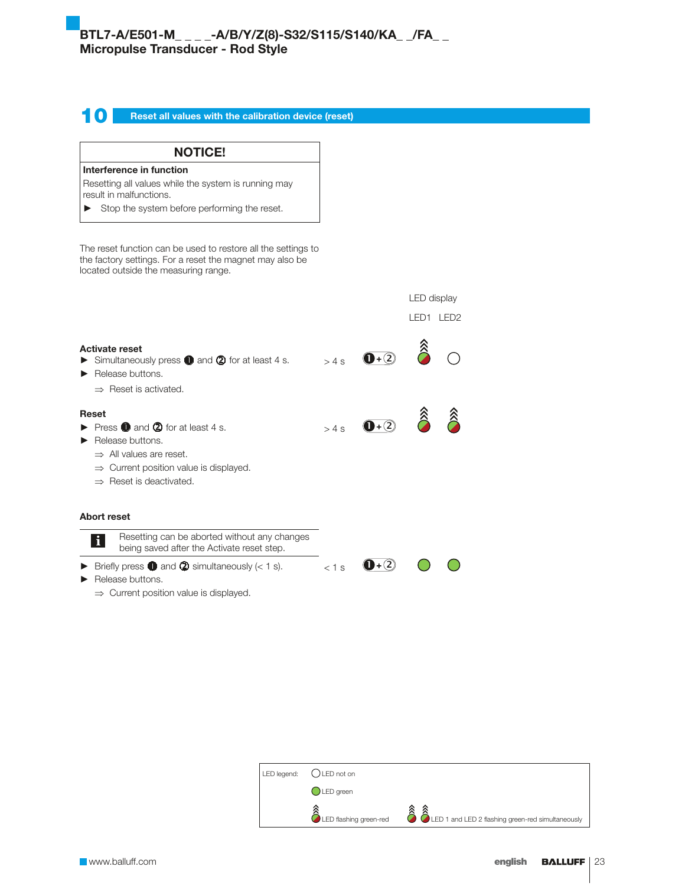# 10 Reset all values with the calibration device (reset)

| NOTICE! |
|---|
| **Interference in function** |
| Resetting all values while the system is running may result in malfunctions. |
| ► Stop the system before performing the reset. |

The reset function can be used to restore all the settings to the factory settings. For a reset the magnet may also be located outside the measuring range.

| Step | Time | Buttons | LED1 | LED2 |
|---|---|---|---|---|
| **Activate reset**<br>► Simultaneously press ❶ and ② for at least 4 s.<br>► Release buttons.<br>⇒ Reset is activated. | > 4 s | ❶+② | flashing green-red | not on |
| **Reset**<br>► Press ❶ and ② for at least 4 s.<br>► Release buttons.<br>⇒ All values are reset.<br>⇒ Current position value is displayed.<br>⇒ Reset is deactivated. | > 4 s | ❶+② | flashing green-red | flashing green-red |

**Abort reset**

> **i** Resetting can be aborted without any changes being saved after the Activate reset step.

| Step | Time | Buttons | LED1 | LED2 |
|---|---|---|---|---|
| ► Briefly press ❶ and ② simultaneously (< 1 s).<br>► Release buttons.<br>⇒ Current position value is displayed. | < 1 s | ❶+② | green | green |

LED legend:
- LED not on
- LED green
- LED flashing green-red
- LED 1 and LED 2 flashing green-red simultaneously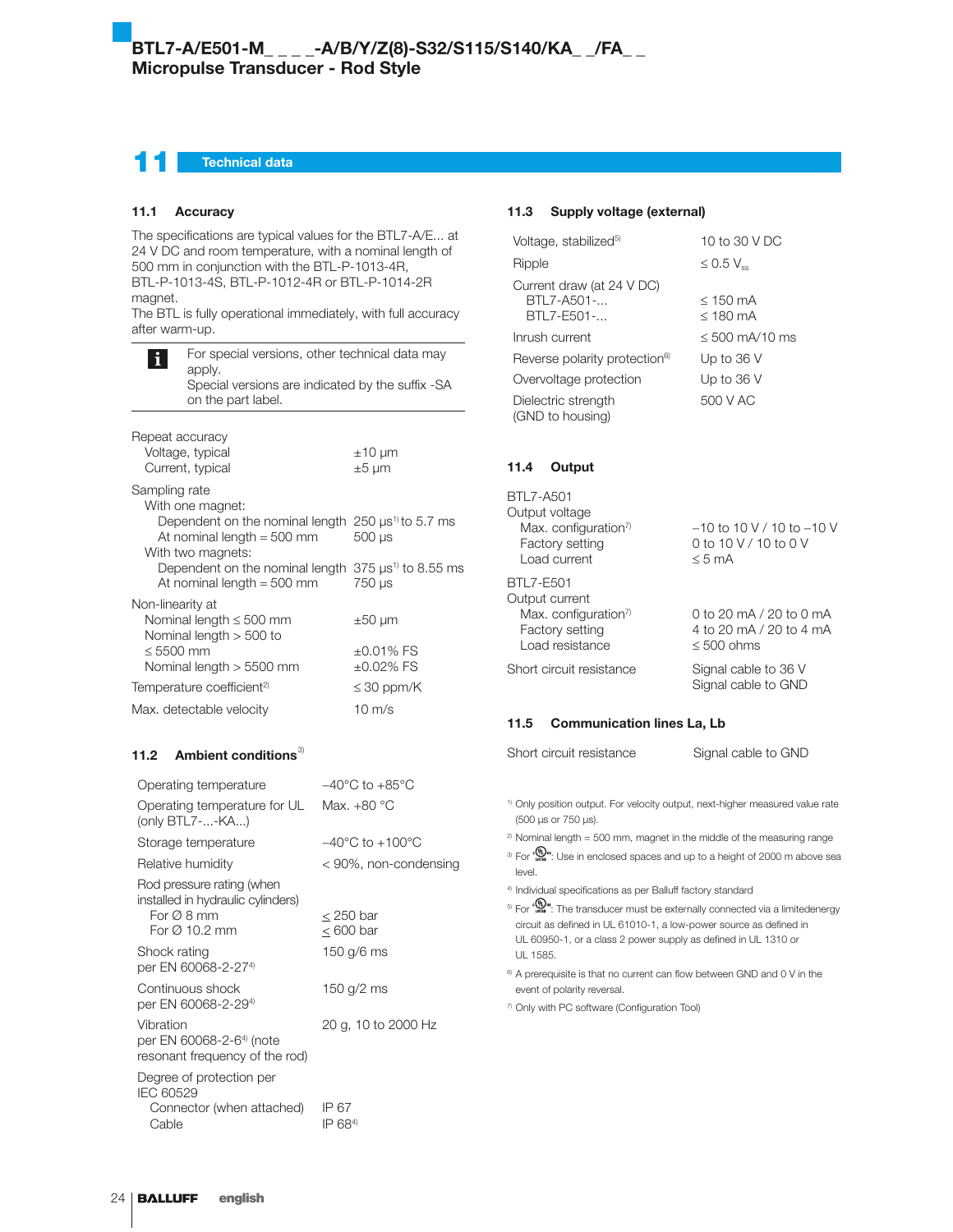# BTL7-A/E501-M_ _ _ _-A/B/Y/Z(8)-S32/S115/S140/KA_ _/FA_ _
## Micropulse Transducer - Rod Style

## 11 Technical data

### 11.1 Accuracy

The specifications are typical values for the BTL7-A/E... at 24 V DC and room temperature, with a nominal length of 500 mm in conjunction with the BTL-P-1013-4R, BTL-P-1013-4S, BTL-P-1012-4R or BTL-P-1014-2R magnet.
The BTL is fully operational immediately, with full accuracy after warm-up.

> **i** For special versions, other technical data may apply.
> Special versions are indicated by the suffix -SA on the part label.

| | |
|---|---|
| Repeat accuracy | |
| Voltage, typical | ±10 µm |
| Current, typical | ±5 µm |
| Sampling rate | |
| With one magnet: | |
| Dependent on the nominal length | 250 µs[1] to 5.7 ms |
| At nominal length = 500 mm | 500 µs |
| With two magnets: | |
| Dependent on the nominal length | 375 µs[1] to 8.55 ms |
| At nominal length = 500 mm | 750 µs |
| Non-linearity at | |
| Nominal length ≤ 500 mm | ±50 µm |
| Nominal length > 500 to ≤ 5500 mm | ±0.01% FS |
| Nominal length > 5500 mm | ±0.02% FS |
| Temperature coefficient[2] | ≤ 30 ppm/K |
| Max. detectable velocity | 10 m/s |

### 11.2 Ambient conditions[3]

| | |
|---|---|
| Operating temperature | –40°C to +85°C |
| Operating temperature for UL (only BTL7-...-KA...) | Max. +80 °C |
| Storage temperature | –40°C to +100°C |
| Relative humidity | < 90%, non-condensing |
| Rod pressure rating (when installed in hydraulic cylinders) | |
| For Ø 8 mm | ≤ 250 bar |
| For Ø 10.2 mm | ≤ 600 bar |
| Shock rating per EN 60068-2-27[4] | 150 g/6 ms |
| Continuous shock per EN 60068-2-29[4] | 150 g/2 ms |
| Vibration per EN 60068-2-6[4] (note resonant frequency of the rod) | 20 g, 10 to 2000 Hz |
| Degree of protection per IEC 60529 | |
| Connector (when attached) | IP 67 |
| Cable | IP 68[4] |

### 11.3 Supply voltage (external)

| | |
|---|---|
| Voltage, stabilized[5] | 10 to 30 V DC |
| Ripple | ≤ 0.5 $V_{ss}$ |
| Current draw (at 24 V DC) | |
| BTL7-A501-... | ≤ 150 mA |
| BTL7-E501-... | ≤ 180 mA |
| Inrush current | ≤ 500 mA/10 ms |
| Reverse polarity protection[6] | Up to 36 V |
| Overvoltage protection | Up to 36 V |
| Dielectric strength (GND to housing) | 500 V AC |

### 11.4 Output

| | |
|---|---|
| BTL7-A501 | |
| Output voltage | |
| Max. configuration[7] | –10 to 10 V / 10 to –10 V |
| Factory setting | 0 to 10 V / 10 to 0 V |
| Load current | ≤ 5 mA |
| BTL7-E501 | |
| Output current | |
| Max. configuration[7] | 0 to 20 mA / 20 to 0 mA |
| Factory setting | 4 to 20 mA / 20 to 4 mA |
| Load resistance | ≤ 500 ohms |
| Short circuit resistance | Signal cable to 36 V<br>Signal cable to GND |

### 11.5 Communication lines La, Lb

| | |
|---|---|
| Short circuit resistance | Signal cable to GND |

[1] Only position output. For velocity output, next-higher measured value rate (500 µs or 750 µs).
[2] Nominal length = 500 mm, magnet in the middle of the measuring range
[3] For cULus: Use in enclosed spaces and up to a height of 2000 m above sea level.
[4] Individual specifications as per Balluff factory standard
[5] For cULus: The transducer must be externally connected via a limitedenergy circuit as defined in UL 61010-1, a low-power source as defined in UL 60950-1, or a class 2 power supply as defined in UL 1310 or UL 1585.
[6] A prerequisite is that no current can flow between GND and 0 V in the event of polarity reversal.
[7] Only with PC software (Configuration Tool)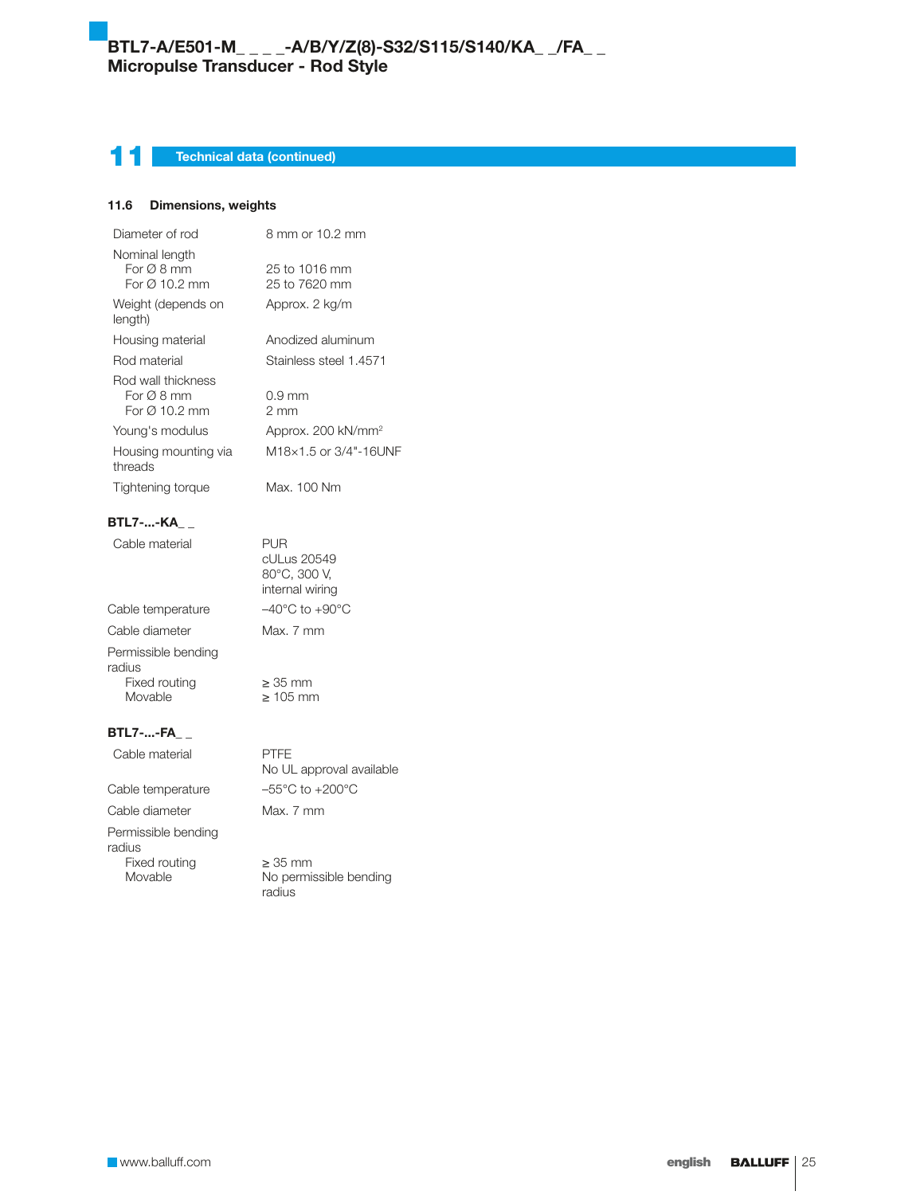# 11 Technical data (continued)

### 11.6 Dimensions, weights

| | |
|---|---|
| Diameter of rod | 8 mm or 10.2 mm |
| Nominal length<br>For Ø 8 mm<br>For Ø 10.2 mm | <br>25 to 1016 mm<br>25 to 7620 mm |
| Weight (depends on length) | Approx. 2 kg/m |
| Housing material | Anodized aluminum |
| Rod material | Stainless steel 1.4571 |
| Rod wall thickness<br>For Ø 8 mm<br>For Ø 10.2 mm | <br>0.9 mm<br>2 mm |
| Young's modulus | Approx. 200 kN/mm² |
| Housing mounting via threads | M18×1.5 or 3/4"-16UNF |
| Tightening torque | Max. 100 Nm |

**BTL7-...-KA_ _**

| | |
|---|---|
| Cable material | PUR<br>cULus 20549<br>80°C, 300 V,<br>internal wiring |
| Cable temperature | –40°C to +90°C |
| Cable diameter | Max. 7 mm |
| Permissible bending radius<br>Fixed routing<br>Movable | <br>≥ 35 mm<br>≥ 105 mm |

**BTL7-...-FA_ _**

| | |
|---|---|
| Cable material | PTFE<br>No UL approval available |
| Cable temperature | –55°C to +200°C |
| Cable diameter | Max. 7 mm |
| Permissible bending radius<br>Fixed routing<br>Movable | <br>≥ 35 mm<br>No permissible bending radius |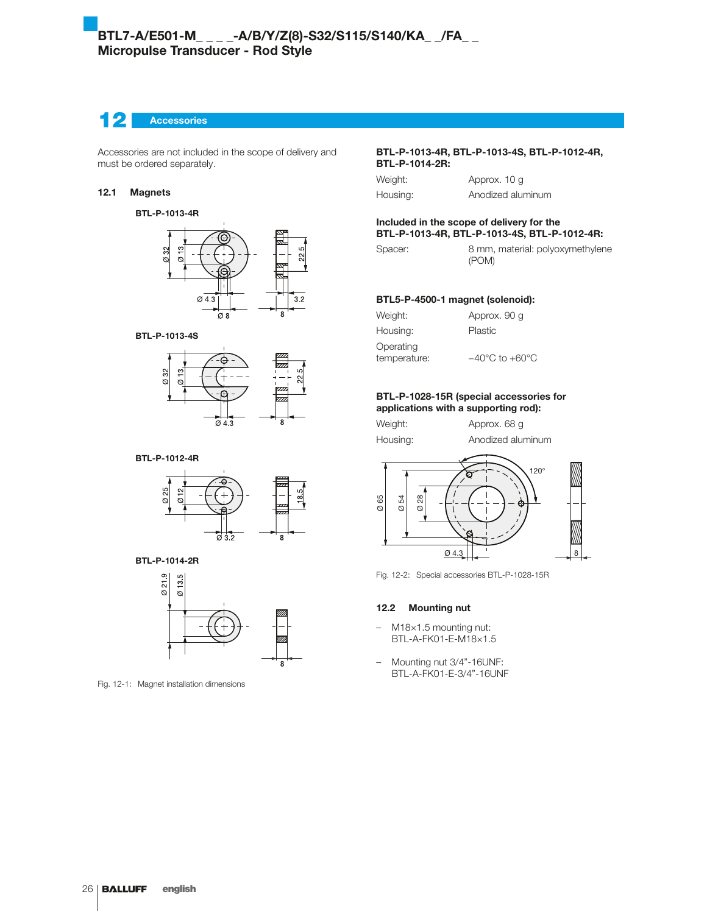## 12 Accessories

Accessories are not included in the scope of delivery and must be ordered separately.

### 12.1 Magnets

**BTL-P-1013-4R**

**BTL-P-1013-4S**

**BTL-P-1012-4R**

**BTL-P-1014-2R**

Fig. 12-1: Magnet installation dimensions

**BTL-P-1013-4R, BTL-P-1013-4S, BTL-P-1012-4R, BTL-P-1014-2R:**

| | |
|---|---|
| Weight: | Approx. 10 g |
| Housing: | Anodized aluminum |

**Included in the scope of delivery for the BTL-P-1013-4R, BTL-P-1013-4S, BTL-P-1012-4R:**

| | |
|---|---|
| Spacer: | 8 mm, material: polyoxymethylene (POM) |

**BTL5-P-4500-1 magnet (solenoid):**

| | |
|---|---|
| Weight: | Approx. 90 g |
| Housing: | Plastic |
| Operating temperature: | −40°C to +60°C |

**BTL-P-1028-15R (special accessories for applications with a supporting rod):**

| | |
|---|---|
| Weight: | Approx. 68 g |
| Housing: | Anodized aluminum |

Fig. 12-2: Special accessories BTL-P-1028-15R

### 12.2 Mounting nut

- M18×1.5 mounting nut: BTL-A-FK01-E-M18×1.5
- Mounting nut 3/4"-16UNF: BTL-A-FK01-E-3/4"-16UNF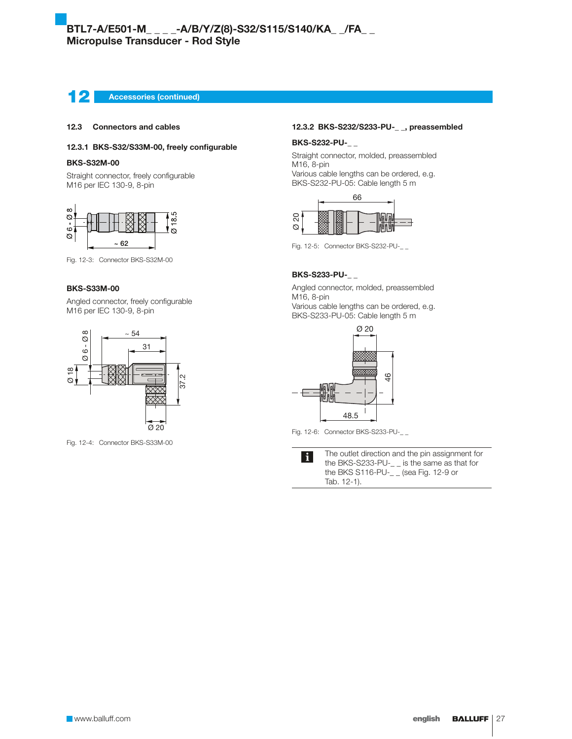## 12 Accessories (continued)

### 12.3 Connectors and cables

#### 12.3.1 BKS-S32/S33M-00, freely configurable

**BKS-S32M-00**

Straight connector, freely configurable
M16 per IEC 130-9, 8-pin

Fig. 12-3: Connector BKS-S32M-00

**BKS-S33M-00**

Angled connector, freely configurable
M16 per IEC 130-9, 8-pin

Fig. 12-4: Connector BKS-S33M-00

#### 12.3.2 BKS-S232/S233-PU-_ _, preassembled

**BKS-S232-PU-_ _**

Straight connector, molded, preassembled
M16, 8-pin
Various cable lengths can be ordered, e.g.
BKS-S232-PU-05: Cable length 5 m

Fig. 12-5: Connector BKS-S232-PU-_ _

**BKS-S233-PU-_ _**

Angled connector, molded, preassembled
M16, 8-pin
Various cable lengths can be ordered, e.g.
BKS-S233-PU-05: Cable length 5 m

Fig. 12-6: Connector BKS-S233-PU-_ _

The outlet direction and the pin assignment for the BKS-S233-PU-_ _ is the same as that for the BKS S116-PU-_ _ (sea Fig. 12-9 or Tab. 12-1).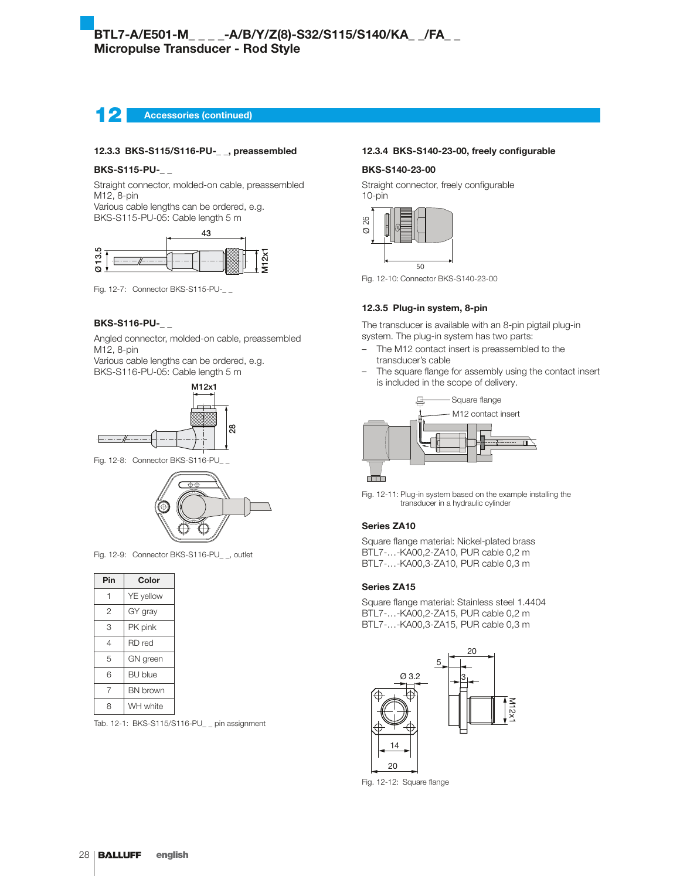## 12 Accessories (continued)

### 12.3.3 BKS-S115/S116-PU-_ _, preassembled

**BKS-S115-PU-_ _**

Straight connector, molded-on cable, preassembled
M12, 8-pin
Various cable lengths can be ordered, e.g.
BKS-S115-PU-05: Cable length 5 m

Fig. 12-7: Connector BKS-S115-PU-_ _

**BKS-S116-PU-_ _**

Angled connector, molded-on cable, preassembled
M12, 8-pin
Various cable lengths can be ordered, e.g.
BKS-S116-PU-05: Cable length 5 m

Fig. 12-8: Connector BKS-S116-PU_ _

Fig. 12-9: Connector BKS-S116-PU_ _, outlet

| Pin | Color |
|---|---|
| 1 | YE yellow |
| 2 | GY gray |
| 3 | PK pink |
| 4 | RD red |
| 5 | GN green |
| 6 | BU blue |
| 7 | BN brown |
| 8 | WH white |

Tab. 12-1: BKS-S115/S116-PU_ _ pin assignment

### 12.3.4 BKS-S140-23-00, freely configurable

**BKS-S140-23-00**

Straight connector, freely configurable
10-pin

Fig. 12-10: Connector BKS-S140-23-00

### 12.3.5 Plug-in system, 8-pin

The transducer is available with an 8-pin pigtail plug-in system. The plug-in system has two parts:

- The M12 contact insert is preassembled to the transducer's cable
- The square flange for assembly using the contact insert is included in the scope of delivery.

Fig. 12-11: Plug-in system based on the example installing the transducer in a hydraulic cylinder

**Series ZA10**

Square flange material: Nickel-plated brass
BTL7-…-KA00,2-ZA10, PUR cable 0,2 m
BTL7-…-KA00,3-ZA10, PUR cable 0,3 m

**Series ZA15**

Square flange material: Stainless steel 1.4404
BTL7-…-KA00,2-ZA15, PUR cable 0,2 m
BTL7-…-KA00,3-ZA15, PUR cable 0,3 m

Fig. 12-12: Square flange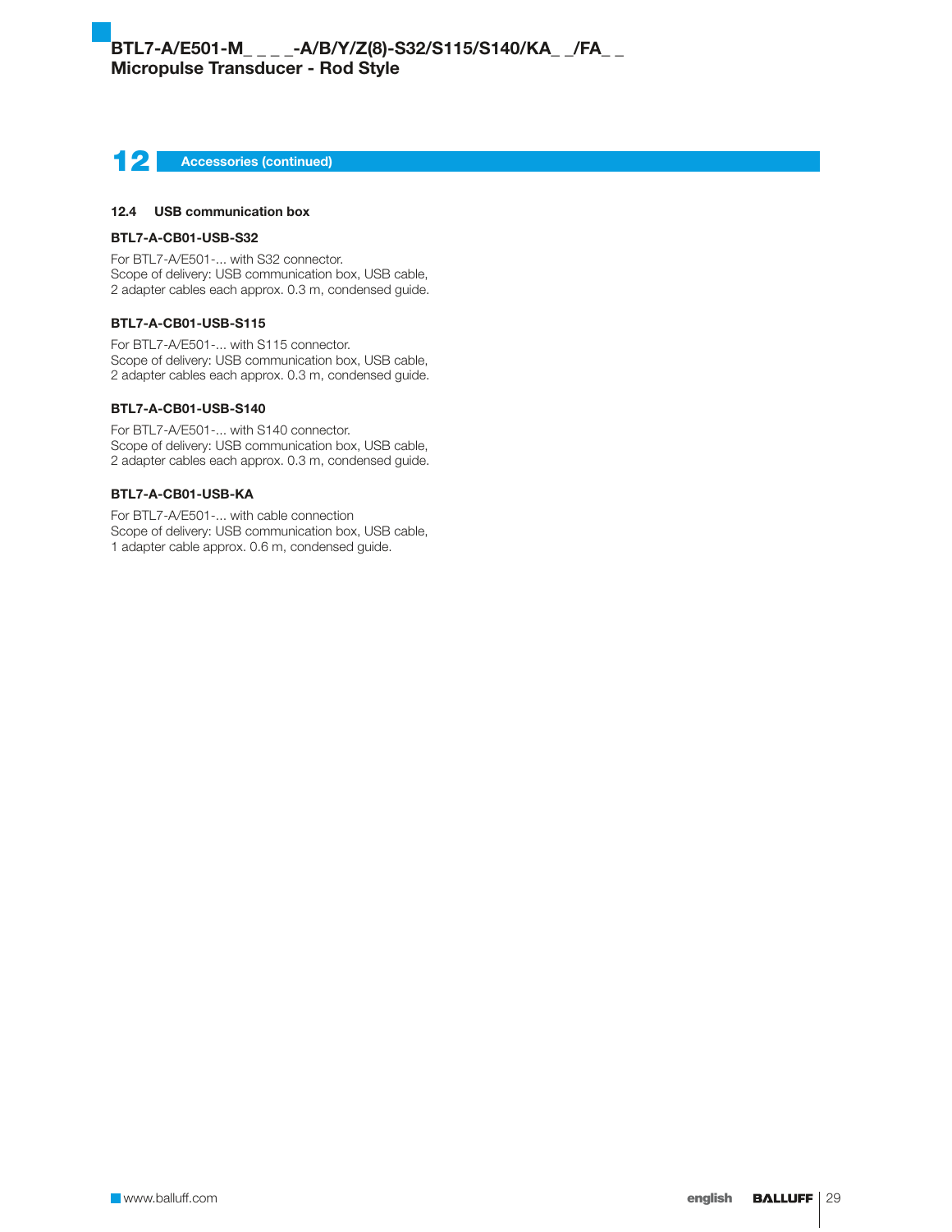## 12 Accessories (continued)

### 12.4 USB communication box

**BTL7-A-CB01-USB-S32**

For BTL7-A/E501-... with S32 connector.
Scope of delivery: USB communication box, USB cable, 2 adapter cables each approx. 0.3 m, condensed guide.

**BTL7-A-CB01-USB-S115**

For BTL7-A/E501-... with S115 connector.
Scope of delivery: USB communication box, USB cable, 2 adapter cables each approx. 0.3 m, condensed guide.

**BTL7-A-CB01-USB-S140**

For BTL7-A/E501-... with S140 connector.
Scope of delivery: USB communication box, USB cable, 2 adapter cables each approx. 0.3 m, condensed guide.

**BTL7-A-CB01-USB-KA**

For BTL7-A/E501-... with cable connection
Scope of delivery: USB communication box, USB cable, 1 adapter cable approx. 0.6 m, condensed guide.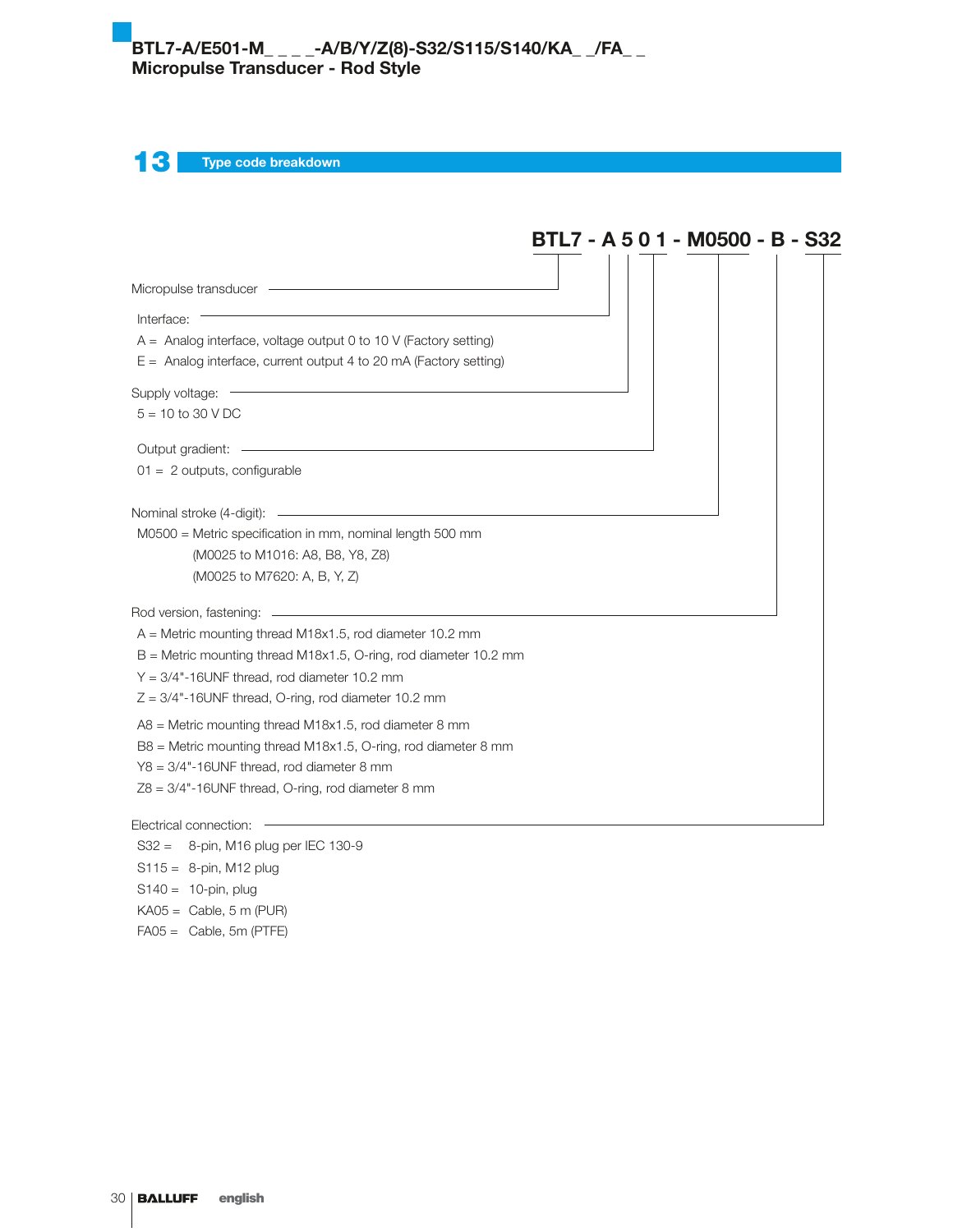## 13 Type code breakdown

**BTL7 - A 5 0 1 - M0500 - B - S32**

Micropulse transducer

Interface:
A = Analog interface, voltage output 0 to 10 V (Factory setting)
E = Analog interface, current output 4 to 20 mA (Factory setting)

Supply voltage:
5 = 10 to 30 V DC

Output gradient:
01 = 2 outputs, configurable

Nominal stroke (4-digit):
M0500 = Metric specification in mm, nominal length 500 mm
(M0025 to M1016: A8, B8, Y8, Z8)
(M0025 to M7620: A, B, Y, Z)

Rod version, fastening:
A = Metric mounting thread M18x1.5, rod diameter 10.2 mm
B = Metric mounting thread M18x1.5, O-ring, rod diameter 10.2 mm
Y = 3/4"-16UNF thread, rod diameter 10.2 mm
Z = 3/4"-16UNF thread, O-ring, rod diameter 10.2 mm

A8 = Metric mounting thread M18x1.5, rod diameter 8 mm
B8 = Metric mounting thread M18x1.5, O-ring, rod diameter 8 mm
Y8 = 3/4"-16UNF thread, rod diameter 8 mm
Z8 = 3/4"-16UNF thread, O-ring, rod diameter 8 mm

Electrical connection:
S32 = 8-pin, M16 plug per IEC 130-9
S115 = 8-pin, M12 plug
S140 = 10-pin, plug
KA05 = Cable, 5 m (PUR)
FA05 = Cable, 5m (PTFE)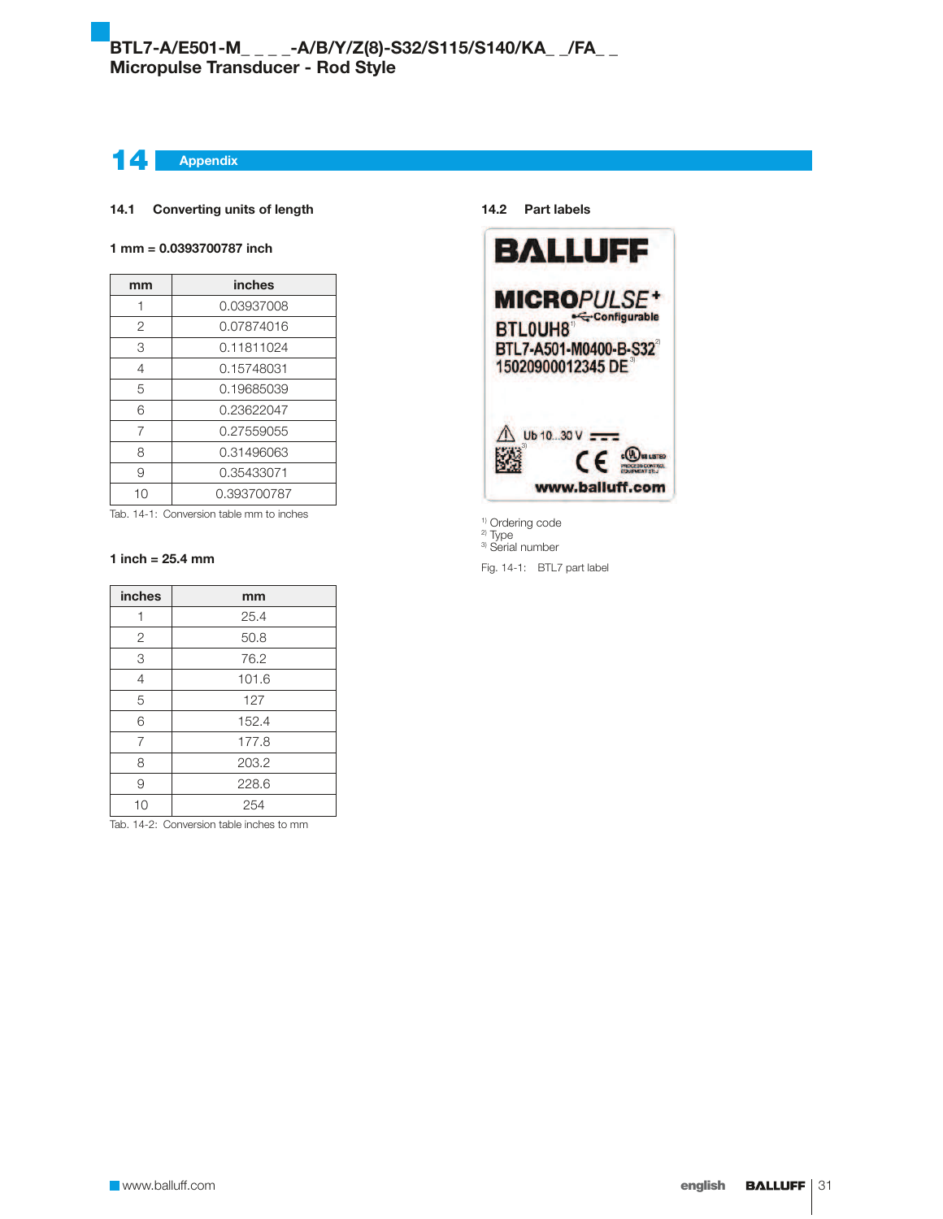# 14 Appendix

## 14.1 Converting units of length

**1 mm = 0.0393700787 inch**

| mm | inches |
|---|---|
| 1 | 0.03937008 |
| 2 | 0.07874016 |
| 3 | 0.11811024 |
| 4 | 0.15748031 |
| 5 | 0.19685039 |
| 6 | 0.23622047 |
| 7 | 0.27559055 |
| 8 | 0.31496063 |
| 9 | 0.35433071 |
| 10 | 0.393700787 |

Tab. 14-1: Conversion table mm to inches

**1 inch = 25.4 mm**

| inches | mm |
|---|---|
| 1 | 25.4 |
| 2 | 50.8 |
| 3 | 76.2 |
| 4 | 101.6 |
| 5 | 127 |
| 6 | 152.4 |
| 7 | 177.8 |
| 8 | 203.2 |
| 9 | 228.6 |
| 10 | 254 |

Tab. 14-2: Conversion table inches to mm

## 14.2 Part labels

BALLUFF

MICROPULSE+
Configurable

BTL0UH8[1]

BTL7-A501-M0400-B-S32[2]

15020900012345 DE[3]

Ub 10...30 V

www.balluff.com

[1] Ordering code
[2] Type
[3] Serial number

Fig. 14-1: BTL7 part label